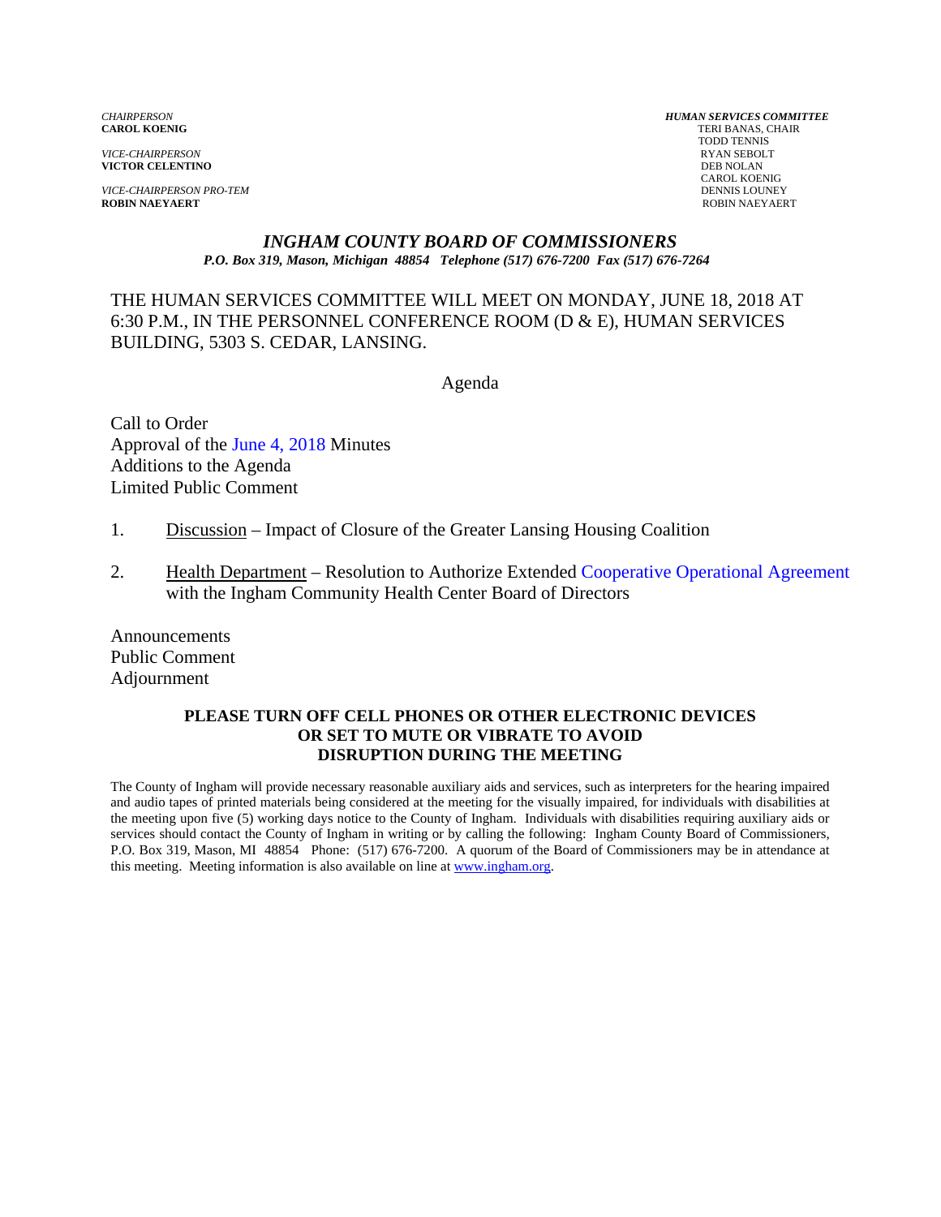*CHAIRPERSON*
**CAROL KOENIG**

*VICE-CHAIRPERSON*
**VICTOR CELENTINO**

*VICE-CHAIRPERSON PRO-TEM*
**ROBIN NAEYAERT**

***HUMAN SERVICES COMMITTEE***
TERI BANAS, CHAIR
TODD TENNIS
RYAN SEBOLT
DEB NOLAN
CAROL KOENIG
DENNIS LOUNEY
ROBIN NAEYAERT

# *INGHAM COUNTY BOARD OF COMMISSIONERS*

***P.O. Box 319, Mason, Michigan 48854 Telephone (517) 676-7200 Fax (517) 676-7264***

THE HUMAN SERVICES COMMITTEE WILL MEET ON MONDAY, JUNE 18, 2018 AT 6:30 P.M., IN THE PERSONNEL CONFERENCE ROOM (D & E), HUMAN SERVICES BUILDING, 5303 S. CEDAR, LANSING.

Agenda

Call to Order
Approval of the June 4, 2018 Minutes
Additions to the Agenda
Limited Public Comment

1. Discussion – Impact of Closure of the Greater Lansing Housing Coalition

2. Health Department – Resolution to Authorize Extended Cooperative Operational Agreement with the Ingham Community Health Center Board of Directors

Announcements
Public Comment
Adjournment

**PLEASE TURN OFF CELL PHONES OR OTHER ELECTRONIC DEVICES OR SET TO MUTE OR VIBRATE TO AVOID DISRUPTION DURING THE MEETING**

The County of Ingham will provide necessary reasonable auxiliary aids and services, such as interpreters for the hearing impaired and audio tapes of printed materials being considered at the meeting for the visually impaired, for individuals with disabilities at the meeting upon five (5) working days notice to the County of Ingham. Individuals with disabilities requiring auxiliary aids or services should contact the County of Ingham in writing or by calling the following: Ingham County Board of Commissioners, P.O. Box 319, Mason, MI 48854 Phone: (517) 676-7200. A quorum of the Board of Commissioners may be in attendance at this meeting. Meeting information is also available on line at www.ingham.org.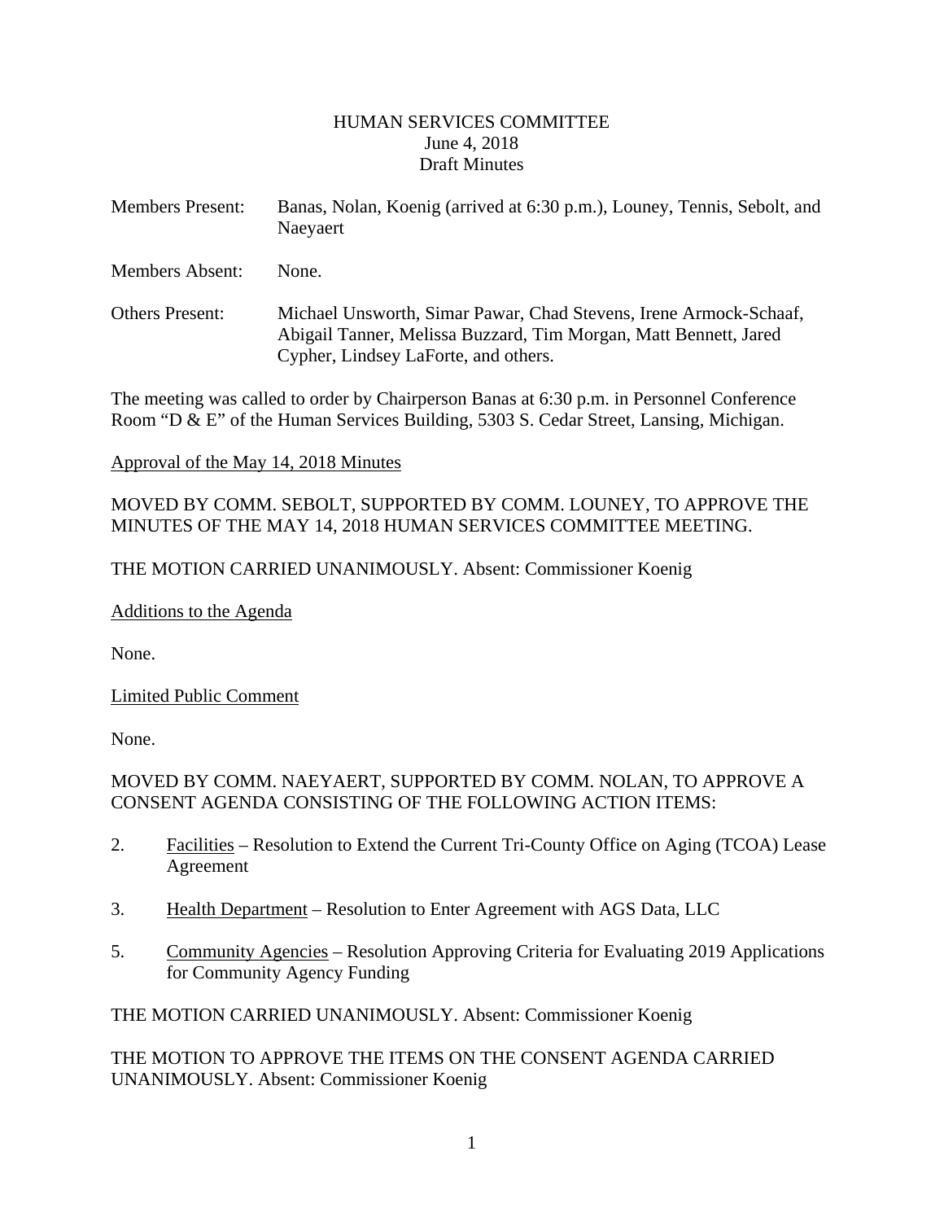HUMAN SERVICES COMMITTEE
June 4, 2018
Draft Minutes

Members Present: Banas, Nolan, Koenig (arrived at 6:30 p.m.), Louney, Tennis, Sebolt, and Naeyaert

Members Absent: None.

Others Present: Michael Unsworth, Simar Pawar, Chad Stevens, Irene Armock-Schaaf, Abigail Tanner, Melissa Buzzard, Tim Morgan, Matt Bennett, Jared Cypher, Lindsey LaForte, and others.

The meeting was called to order by Chairperson Banas at 6:30 p.m. in Personnel Conference Room "D & E" of the Human Services Building, 5303 S. Cedar Street, Lansing, Michigan.

Approval of the May 14, 2018 Minutes

MOVED BY COMM. SEBOLT, SUPPORTED BY COMM. LOUNEY, TO APPROVE THE MINUTES OF THE MAY 14, 2018 HUMAN SERVICES COMMITTEE MEETING.

THE MOTION CARRIED UNANIMOUSLY. Absent: Commissioner Koenig

Additions to the Agenda

None.

Limited Public Comment

None.

MOVED BY COMM. NAEYAERT, SUPPORTED BY COMM. NOLAN, TO APPROVE A CONSENT AGENDA CONSISTING OF THE FOLLOWING ACTION ITEMS:

2. Facilities – Resolution to Extend the Current Tri-County Office on Aging (TCOA) Lease Agreement

3. Health Department – Resolution to Enter Agreement with AGS Data, LLC

5. Community Agencies – Resolution Approving Criteria for Evaluating 2019 Applications for Community Agency Funding

THE MOTION CARRIED UNANIMOUSLY. Absent: Commissioner Koenig

THE MOTION TO APPROVE THE ITEMS ON THE CONSENT AGENDA CARRIED UNANIMOUSLY. Absent: Commissioner Koenig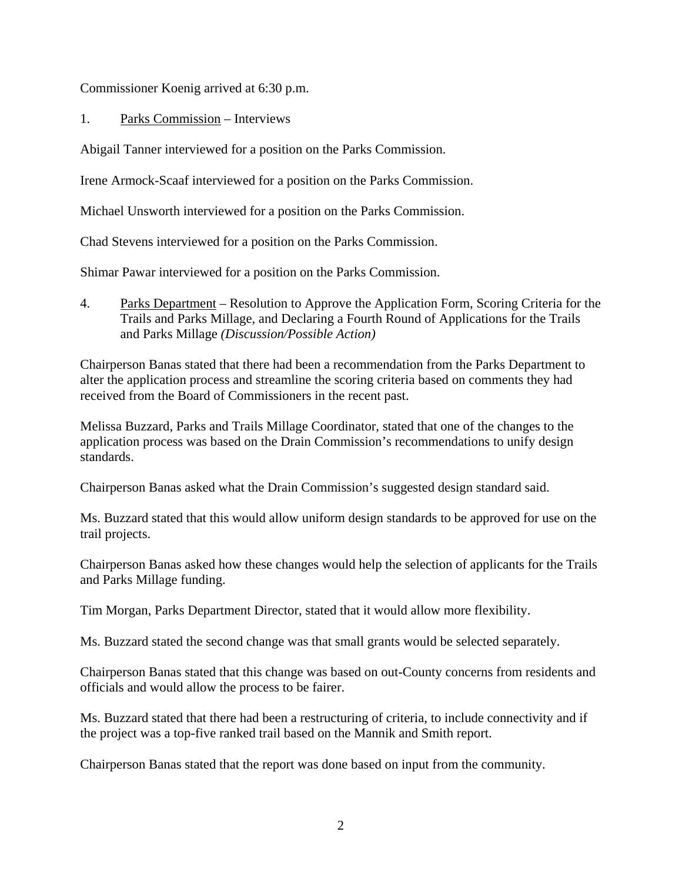Commissioner Koenig arrived at 6:30 p.m.

1. Parks Commission – Interviews

Abigail Tanner interviewed for a position on the Parks Commission.

Irene Armock-Scaaf interviewed for a position on the Parks Commission.

Michael Unsworth interviewed for a position on the Parks Commission.

Chad Stevens interviewed for a position on the Parks Commission.

Shimar Pawar interviewed for a position on the Parks Commission.

4. Parks Department – Resolution to Approve the Application Form, Scoring Criteria for the Trails and Parks Millage, and Declaring a Fourth Round of Applications for the Trails and Parks Millage *(Discussion/Possible Action)*

Chairperson Banas stated that there had been a recommendation from the Parks Department to alter the application process and streamline the scoring criteria based on comments they had received from the Board of Commissioners in the recent past.

Melissa Buzzard, Parks and Trails Millage Coordinator, stated that one of the changes to the application process was based on the Drain Commission's recommendations to unify design standards.

Chairperson Banas asked what the Drain Commission's suggested design standard said.

Ms. Buzzard stated that this would allow uniform design standards to be approved for use on the trail projects.

Chairperson Banas asked how these changes would help the selection of applicants for the Trails and Parks Millage funding.

Tim Morgan, Parks Department Director, stated that it would allow more flexibility.

Ms. Buzzard stated the second change was that small grants would be selected separately.

Chairperson Banas stated that this change was based on out-County concerns from residents and officials and would allow the process to be fairer.

Ms. Buzzard stated that there had been a restructuring of criteria, to include connectivity and if the project was a top-five ranked trail based on the Mannik and Smith report.

Chairperson Banas stated that the report was done based on input from the community.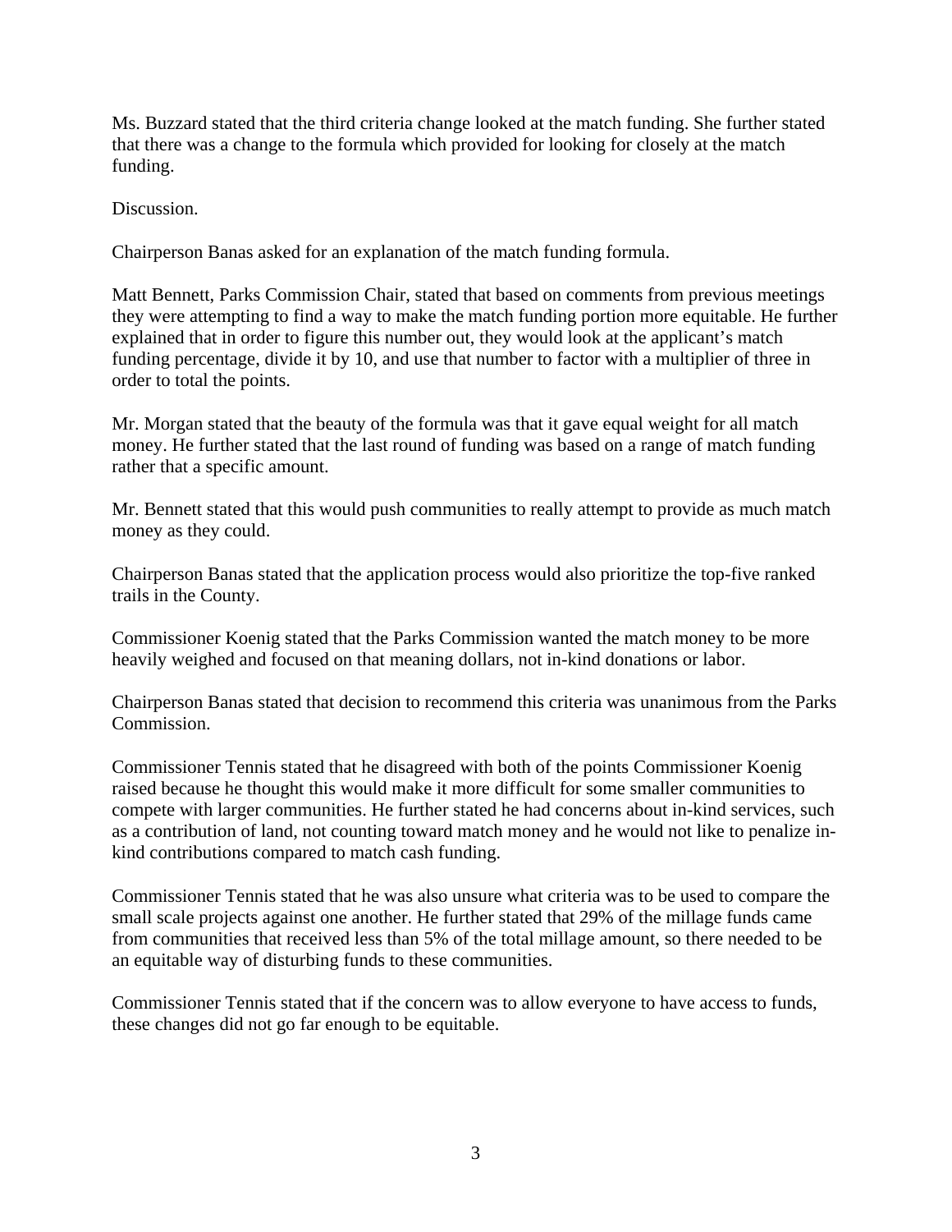Ms. Buzzard stated that the third criteria change looked at the match funding. She further stated that there was a change to the formula which provided for looking for closely at the match funding.

Discussion.

Chairperson Banas asked for an explanation of the match funding formula.

Matt Bennett, Parks Commission Chair, stated that based on comments from previous meetings they were attempting to find a way to make the match funding portion more equitable. He further explained that in order to figure this number out, they would look at the applicant's match funding percentage, divide it by 10, and use that number to factor with a multiplier of three in order to total the points.

Mr. Morgan stated that the beauty of the formula was that it gave equal weight for all match money. He further stated that the last round of funding was based on a range of match funding rather that a specific amount.

Mr. Bennett stated that this would push communities to really attempt to provide as much match money as they could.

Chairperson Banas stated that the application process would also prioritize the top-five ranked trails in the County.

Commissioner Koenig stated that the Parks Commission wanted the match money to be more heavily weighed and focused on that meaning dollars, not in-kind donations or labor.

Chairperson Banas stated that decision to recommend this criteria was unanimous from the Parks Commission.

Commissioner Tennis stated that he disagreed with both of the points Commissioner Koenig raised because he thought this would make it more difficult for some smaller communities to compete with larger communities. He further stated he had concerns about in-kind services, such as a contribution of land, not counting toward match money and he would not like to penalize in-kind contributions compared to match cash funding.

Commissioner Tennis stated that he was also unsure what criteria was to be used to compare the small scale projects against one another. He further stated that 29% of the millage funds came from communities that received less than 5% of the total millage amount, so there needed to be an equitable way of disturbing funds to these communities.

Commissioner Tennis stated that if the concern was to allow everyone to have access to funds, these changes did not go far enough to be equitable.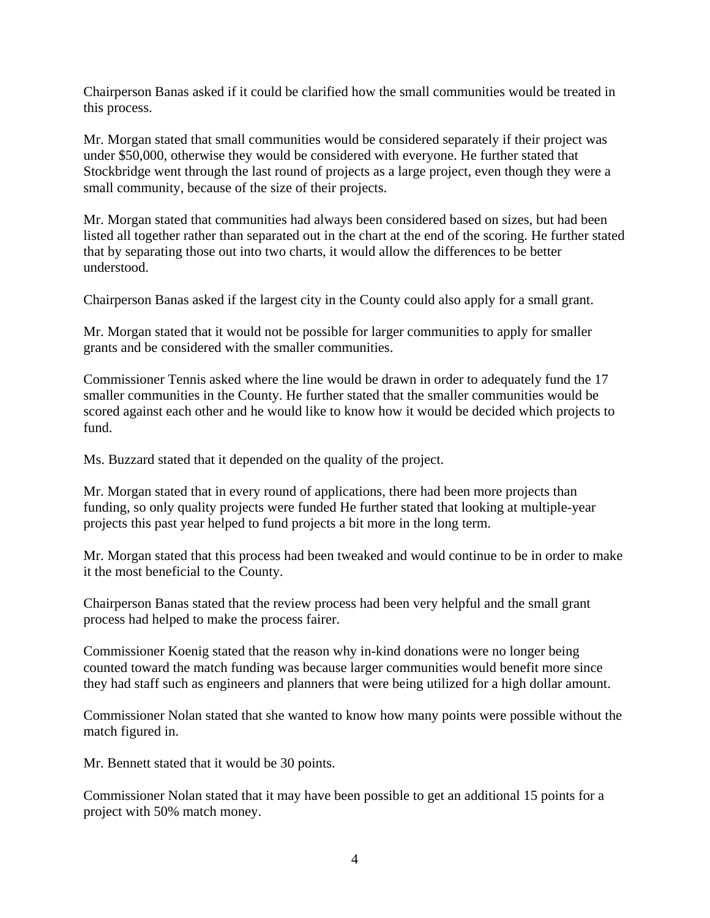Chairperson Banas asked if it could be clarified how the small communities would be treated in this process.

Mr. Morgan stated that small communities would be considered separately if their project was under $50,000, otherwise they would be considered with everyone. He further stated that Stockbridge went through the last round of projects as a large project, even though they were a small community, because of the size of their projects.

Mr. Morgan stated that communities had always been considered based on sizes, but had been listed all together rather than separated out in the chart at the end of the scoring. He further stated that by separating those out into two charts, it would allow the differences to be better understood.

Chairperson Banas asked if the largest city in the County could also apply for a small grant.

Mr. Morgan stated that it would not be possible for larger communities to apply for smaller grants and be considered with the smaller communities.

Commissioner Tennis asked where the line would be drawn in order to adequately fund the 17 smaller communities in the County. He further stated that the smaller communities would be scored against each other and he would like to know how it would be decided which projects to fund.

Ms. Buzzard stated that it depended on the quality of the project.

Mr. Morgan stated that in every round of applications, there had been more projects than funding, so only quality projects were funded He further stated that looking at multiple-year projects this past year helped to fund projects a bit more in the long term.

Mr. Morgan stated that this process had been tweaked and would continue to be in order to make it the most beneficial to the County.

Chairperson Banas stated that the review process had been very helpful and the small grant process had helped to make the process fairer.

Commissioner Koenig stated that the reason why in-kind donations were no longer being counted toward the match funding was because larger communities would benefit more since they had staff such as engineers and planners that were being utilized for a high dollar amount.

Commissioner Nolan stated that she wanted to know how many points were possible without the match figured in.

Mr. Bennett stated that it would be 30 points.

Commissioner Nolan stated that it may have been possible to get an additional 15 points for a project with 50% match money.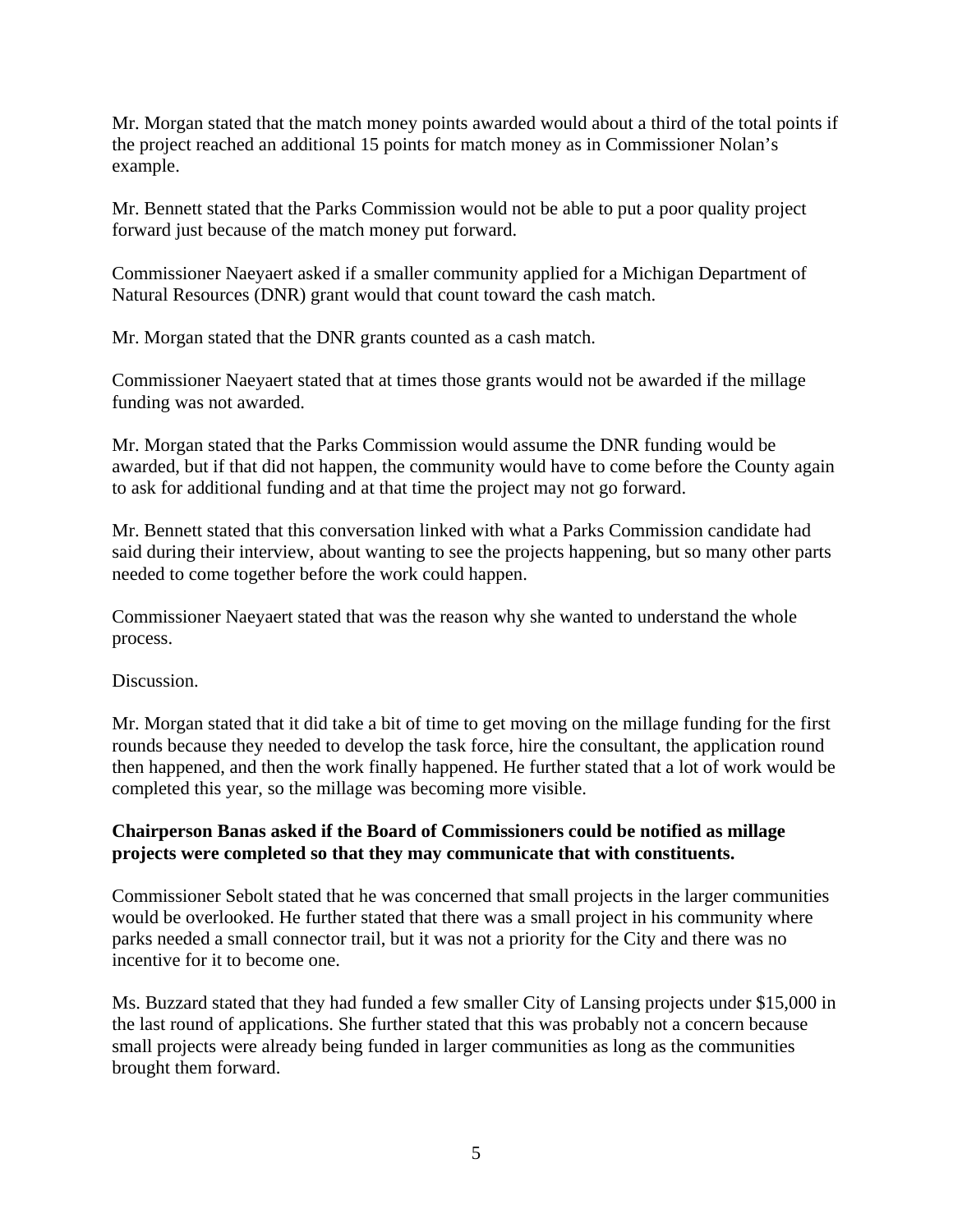Mr. Morgan stated that the match money points awarded would about a third of the total points if the project reached an additional 15 points for match money as in Commissioner Nolan's example.

Mr. Bennett stated that the Parks Commission would not be able to put a poor quality project forward just because of the match money put forward.

Commissioner Naeyaert asked if a smaller community applied for a Michigan Department of Natural Resources (DNR) grant would that count toward the cash match.

Mr. Morgan stated that the DNR grants counted as a cash match.

Commissioner Naeyaert stated that at times those grants would not be awarded if the millage funding was not awarded.

Mr. Morgan stated that the Parks Commission would assume the DNR funding would be awarded, but if that did not happen, the community would have to come before the County again to ask for additional funding and at that time the project may not go forward.

Mr. Bennett stated that this conversation linked with what a Parks Commission candidate had said during their interview, about wanting to see the projects happening, but so many other parts needed to come together before the work could happen.

Commissioner Naeyaert stated that was the reason why she wanted to understand the whole process.

Discussion.

Mr. Morgan stated that it did take a bit of time to get moving on the millage funding for the first rounds because they needed to develop the task force, hire the consultant, the application round then happened, and then the work finally happened. He further stated that a lot of work would be completed this year, so the millage was becoming more visible.

**Chairperson Banas asked if the Board of Commissioners could be notified as millage projects were completed so that they may communicate that with constituents.**

Commissioner Sebolt stated that he was concerned that small projects in the larger communities would be overlooked. He further stated that there was a small project in his community where parks needed a small connector trail, but it was not a priority for the City and there was no incentive for it to become one.

Ms. Buzzard stated that they had funded a few smaller City of Lansing projects under $15,000 in the last round of applications. She further stated that this was probably not a concern because small projects were already being funded in larger communities as long as the communities brought them forward.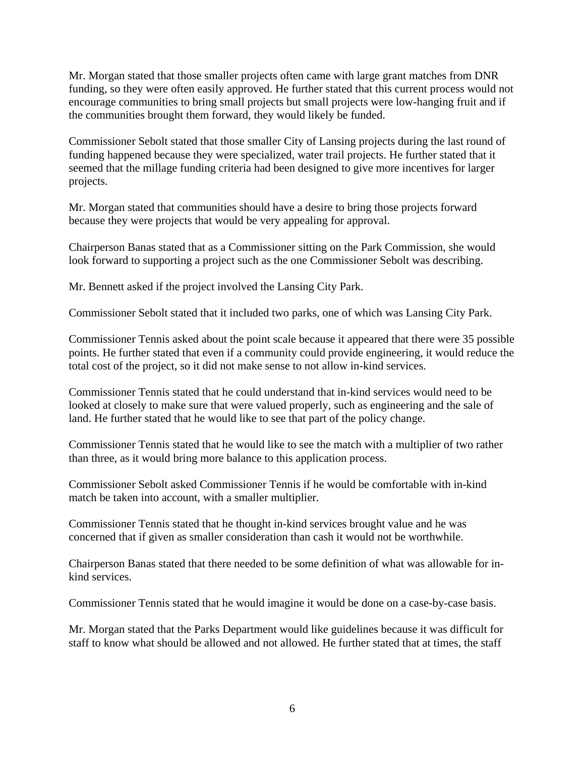Mr. Morgan stated that those smaller projects often came with large grant matches from DNR funding, so they were often easily approved. He further stated that this current process would not encourage communities to bring small projects but small projects were low-hanging fruit and if the communities brought them forward, they would likely be funded.

Commissioner Sebolt stated that those smaller City of Lansing projects during the last round of funding happened because they were specialized, water trail projects. He further stated that it seemed that the millage funding criteria had been designed to give more incentives for larger projects.

Mr. Morgan stated that communities should have a desire to bring those projects forward because they were projects that would be very appealing for approval.

Chairperson Banas stated that as a Commissioner sitting on the Park Commission, she would look forward to supporting a project such as the one Commissioner Sebolt was describing.

Mr. Bennett asked if the project involved the Lansing City Park.

Commissioner Sebolt stated that it included two parks, one of which was Lansing City Park.

Commissioner Tennis asked about the point scale because it appeared that there were 35 possible points. He further stated that even if a community could provide engineering, it would reduce the total cost of the project, so it did not make sense to not allow in-kind services.

Commissioner Tennis stated that he could understand that in-kind services would need to be looked at closely to make sure that were valued properly, such as engineering and the sale of land. He further stated that he would like to see that part of the policy change.

Commissioner Tennis stated that he would like to see the match with a multiplier of two rather than three, as it would bring more balance to this application process.

Commissioner Sebolt asked Commissioner Tennis if he would be comfortable with in-kind match be taken into account, with a smaller multiplier.

Commissioner Tennis stated that he thought in-kind services brought value and he was concerned that if given as smaller consideration than cash it would not be worthwhile.

Chairperson Banas stated that there needed to be some definition of what was allowable for in-kind services.

Commissioner Tennis stated that he would imagine it would be done on a case-by-case basis.

Mr. Morgan stated that the Parks Department would like guidelines because it was difficult for staff to know what should be allowed and not allowed. He further stated that at times, the staff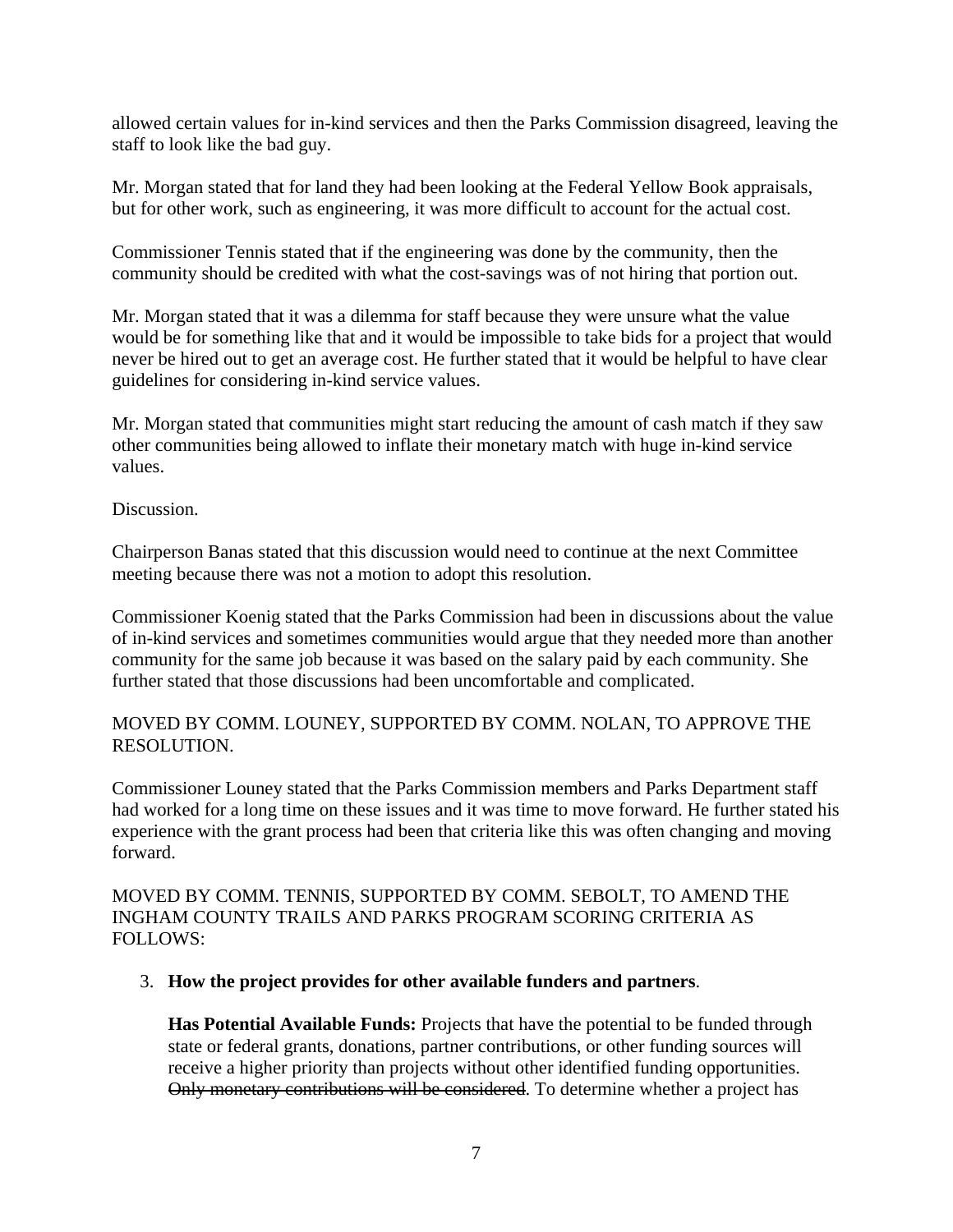allowed certain values for in-kind services and then the Parks Commission disagreed, leaving the staff to look like the bad guy.

Mr. Morgan stated that for land they had been looking at the Federal Yellow Book appraisals, but for other work, such as engineering, it was more difficult to account for the actual cost.

Commissioner Tennis stated that if the engineering was done by the community, then the community should be credited with what the cost-savings was of not hiring that portion out.

Mr. Morgan stated that it was a dilemma for staff because they were unsure what the value would be for something like that and it would be impossible to take bids for a project that would never be hired out to get an average cost. He further stated that it would be helpful to have clear guidelines for considering in-kind service values.

Mr. Morgan stated that communities might start reducing the amount of cash match if they saw other communities being allowed to inflate their monetary match with huge in-kind service values.

Discussion.

Chairperson Banas stated that this discussion would need to continue at the next Committee meeting because there was not a motion to adopt this resolution.

Commissioner Koenig stated that the Parks Commission had been in discussions about the value of in-kind services and sometimes communities would argue that they needed more than another community for the same job because it was based on the salary paid by each community. She further stated that those discussions had been uncomfortable and complicated.

MOVED BY COMM. LOUNEY, SUPPORTED BY COMM. NOLAN, TO APPROVE THE RESOLUTION.

Commissioner Louney stated that the Parks Commission members and Parks Department staff had worked for a long time on these issues and it was time to move forward. He further stated his experience with the grant process had been that criteria like this was often changing and moving forward.

MOVED BY COMM. TENNIS, SUPPORTED BY COMM. SEBOLT, TO AMEND THE INGHAM COUNTY TRAILS AND PARKS PROGRAM SCORING CRITERIA AS FOLLOWS:

3. **How the project provides for other available funders and partners**.

   **Has Potential Available Funds:** Projects that have the potential to be funded through state or federal grants, donations, partner contributions, or other funding sources will receive a higher priority than projects without other identified funding opportunities. ~~Only monetary contributions will be considered~~. To determine whether a project has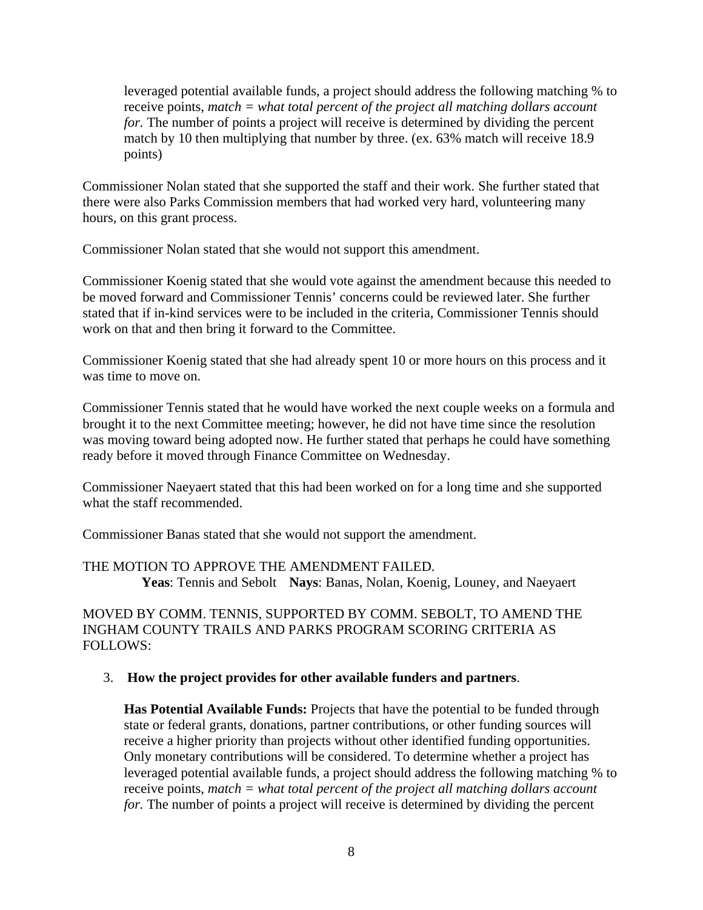leveraged potential available funds, a project should address the following matching % to receive points, *match = what total percent of the project all matching dollars account for.* The number of points a project will receive is determined by dividing the percent match by 10 then multiplying that number by three. (ex. 63% match will receive 18.9 points)

Commissioner Nolan stated that she supported the staff and their work. She further stated that there were also Parks Commission members that had worked very hard, volunteering many hours, on this grant process.

Commissioner Nolan stated that she would not support this amendment.

Commissioner Koenig stated that she would vote against the amendment because this needed to be moved forward and Commissioner Tennis' concerns could be reviewed later. She further stated that if in-kind services were to be included in the criteria, Commissioner Tennis should work on that and then bring it forward to the Committee.

Commissioner Koenig stated that she had already spent 10 or more hours on this process and it was time to move on.

Commissioner Tennis stated that he would have worked the next couple weeks on a formula and brought it to the next Committee meeting; however, he did not have time since the resolution was moving toward being adopted now. He further stated that perhaps he could have something ready before it moved through Finance Committee on Wednesday.

Commissioner Naeyaert stated that this had been worked on for a long time and she supported what the staff recommended.

Commissioner Banas stated that she would not support the amendment.

THE MOTION TO APPROVE THE AMENDMENT FAILED.
**Yeas**: Tennis and Sebolt **Nays**: Banas, Nolan, Koenig, Louney, and Naeyaert

MOVED BY COMM. TENNIS, SUPPORTED BY COMM. SEBOLT, TO AMEND THE INGHAM COUNTY TRAILS AND PARKS PROGRAM SCORING CRITERIA AS FOLLOWS:

3. **How the project provides for other available funders and partners**.

   **Has Potential Available Funds:** Projects that have the potential to be funded through state or federal grants, donations, partner contributions, or other funding sources will receive a higher priority than projects without other identified funding opportunities. Only monetary contributions will be considered. To determine whether a project has leveraged potential available funds, a project should address the following matching % to receive points, *match = what total percent of the project all matching dollars account for.* The number of points a project will receive is determined by dividing the percent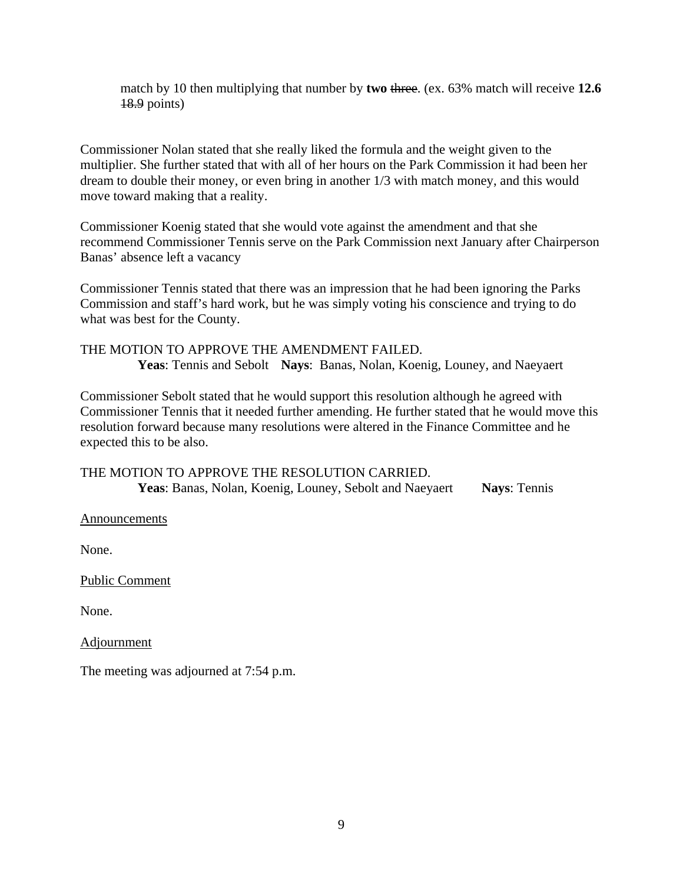match by 10 then multiplying that number by **two** ~~three~~. (ex. 63% match will receive **12.6** ~~18.9~~ points)

Commissioner Nolan stated that she really liked the formula and the weight given to the multiplier. She further stated that with all of her hours on the Park Commission it had been her dream to double their money, or even bring in another 1/3 with match money, and this would move toward making that a reality.

Commissioner Koenig stated that she would vote against the amendment and that she recommend Commissioner Tennis serve on the Park Commission next January after Chairperson Banas' absence left a vacancy

Commissioner Tennis stated that there was an impression that he had been ignoring the Parks Commission and staff's hard work, but he was simply voting his conscience and trying to do what was best for the County.

THE MOTION TO APPROVE THE AMENDMENT FAILED.
**Yeas**: Tennis and Sebolt **Nays**: Banas, Nolan, Koenig, Louney, and Naeyaert

Commissioner Sebolt stated that he would support this resolution although he agreed with Commissioner Tennis that it needed further amending. He further stated that he would move this resolution forward because many resolutions were altered in the Finance Committee and he expected this to be also.

THE MOTION TO APPROVE THE RESOLUTION CARRIED.
**Yeas**: Banas, Nolan, Koenig, Louney, Sebolt and Naeyaert **Nays**: Tennis

<u>Announcements</u>

None.

<u>Public Comment</u>

None.

<u>Adjournment</u>

The meeting was adjourned at 7:54 p.m.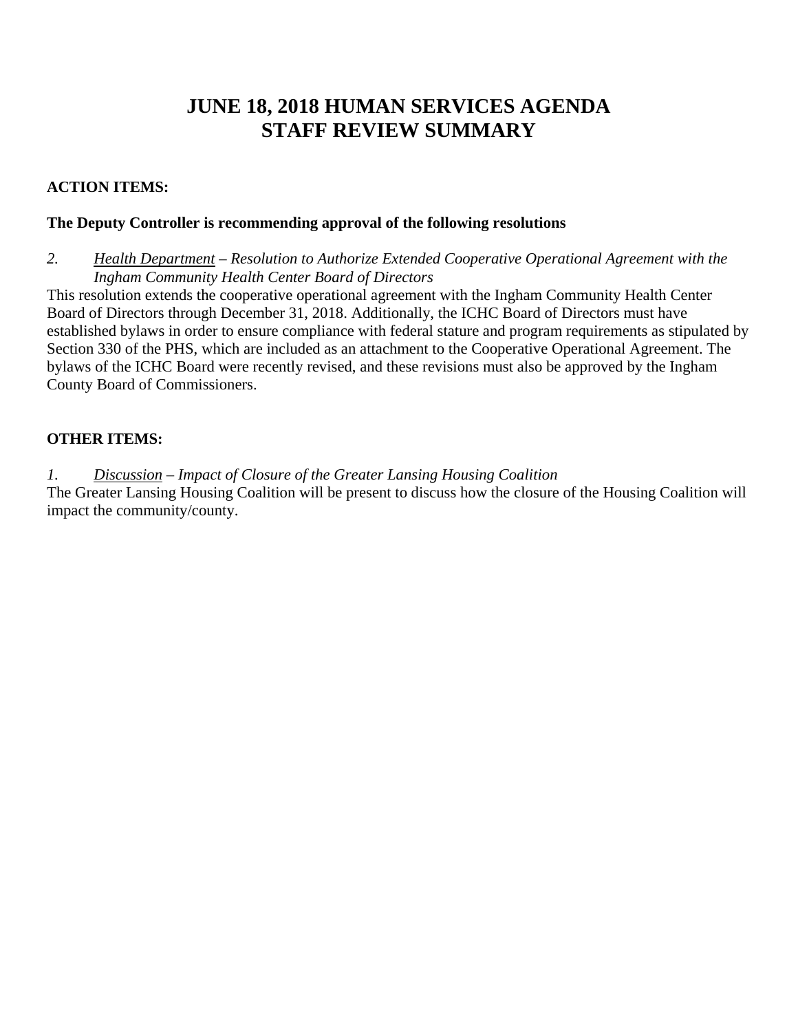# JUNE 18, 2018 HUMAN SERVICES AGENDA
# STAFF REVIEW SUMMARY

**ACTION ITEMS:**

**The Deputy Controller is recommending approval of the following resolutions**

*2. Health Department – Resolution to Authorize Extended Cooperative Operational Agreement with the Ingham Community Health Center Board of Directors*

This resolution extends the cooperative operational agreement with the Ingham Community Health Center Board of Directors through December 31, 2018. Additionally, the ICHC Board of Directors must have established bylaws in order to ensure compliance with federal stature and program requirements as stipulated by Section 330 of the PHS, which are included as an attachment to the Cooperative Operational Agreement. The bylaws of the ICHC Board were recently revised, and these revisions must also be approved by the Ingham County Board of Commissioners.

**OTHER ITEMS:**

*1. Discussion – Impact of Closure of the Greater Lansing Housing Coalition*

The Greater Lansing Housing Coalition will be present to discuss how the closure of the Housing Coalition will impact the community/county.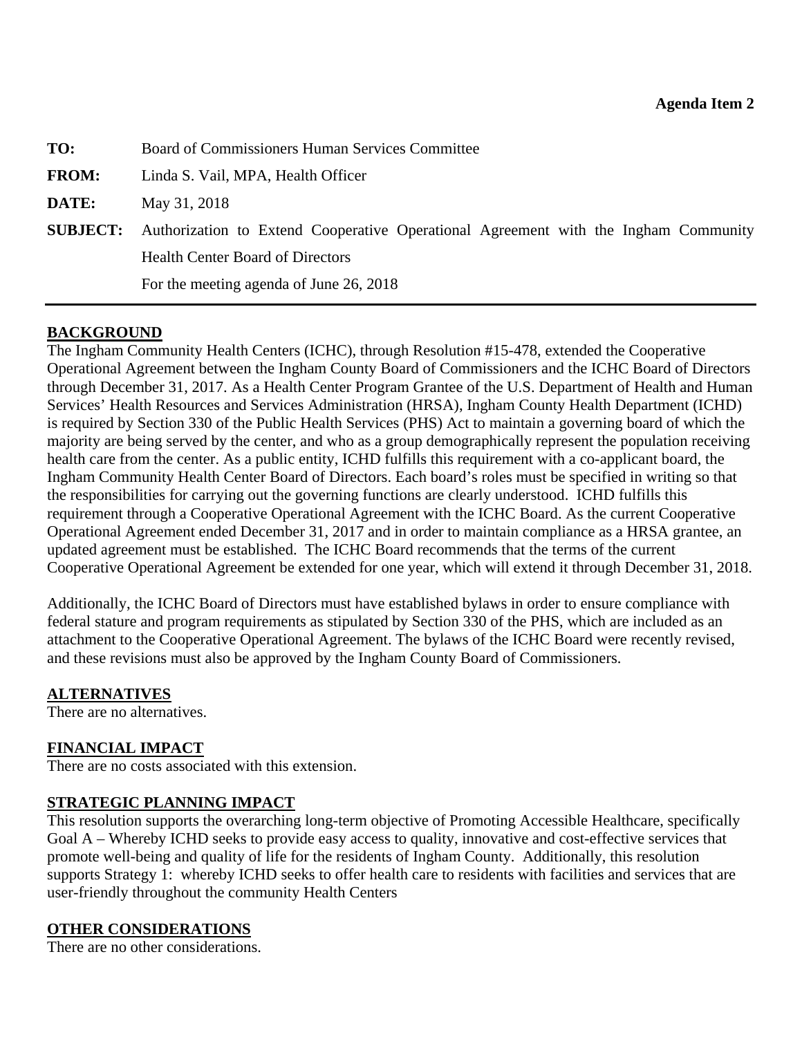**Agenda Item 2**

**TO:** Board of Commissioners Human Services Committee

**FROM:** Linda S. Vail, MPA, Health Officer

**DATE:** May 31, 2018

**SUBJECT:** Authorization to Extend Cooperative Operational Agreement with the Ingham Community Health Center Board of Directors
For the meeting agenda of June 26, 2018

---

**BACKGROUND**

The Ingham Community Health Centers (ICHC), through Resolution #15-478, extended the Cooperative Operational Agreement between the Ingham County Board of Commissioners and the ICHC Board of Directors through December 31, 2017. As a Health Center Program Grantee of the U.S. Department of Health and Human Services' Health Resources and Services Administration (HRSA), Ingham County Health Department (ICHD) is required by Section 330 of the Public Health Services (PHS) Act to maintain a governing board of which the majority are being served by the center, and who as a group demographically represent the population receiving health care from the center. As a public entity, ICHD fulfills this requirement with a co-applicant board, the Ingham Community Health Center Board of Directors. Each board's roles must be specified in writing so that the responsibilities for carrying out the governing functions are clearly understood. ICHD fulfills this requirement through a Cooperative Operational Agreement with the ICHC Board. As the current Cooperative Operational Agreement ended December 31, 2017 and in order to maintain compliance as a HRSA grantee, an updated agreement must be established. The ICHC Board recommends that the terms of the current Cooperative Operational Agreement be extended for one year, which will extend it through December 31, 2018.

Additionally, the ICHC Board of Directors must have established bylaws in order to ensure compliance with federal stature and program requirements as stipulated by Section 330 of the PHS, which are included as an attachment to the Cooperative Operational Agreement. The bylaws of the ICHC Board were recently revised, and these revisions must also be approved by the Ingham County Board of Commissioners.

**ALTERNATIVES**

There are no alternatives.

**FINANCIAL IMPACT**

There are no costs associated with this extension.

**STRATEGIC PLANNING IMPACT**

This resolution supports the overarching long-term objective of Promoting Accessible Healthcare, specifically Goal A – Whereby ICHD seeks to provide easy access to quality, innovative and cost-effective services that promote well-being and quality of life for the residents of Ingham County. Additionally, this resolution supports Strategy 1: whereby ICHD seeks to offer health care to residents with facilities and services that are user-friendly throughout the community Health Centers

**OTHER CONSIDERATIONS**

There are no other considerations.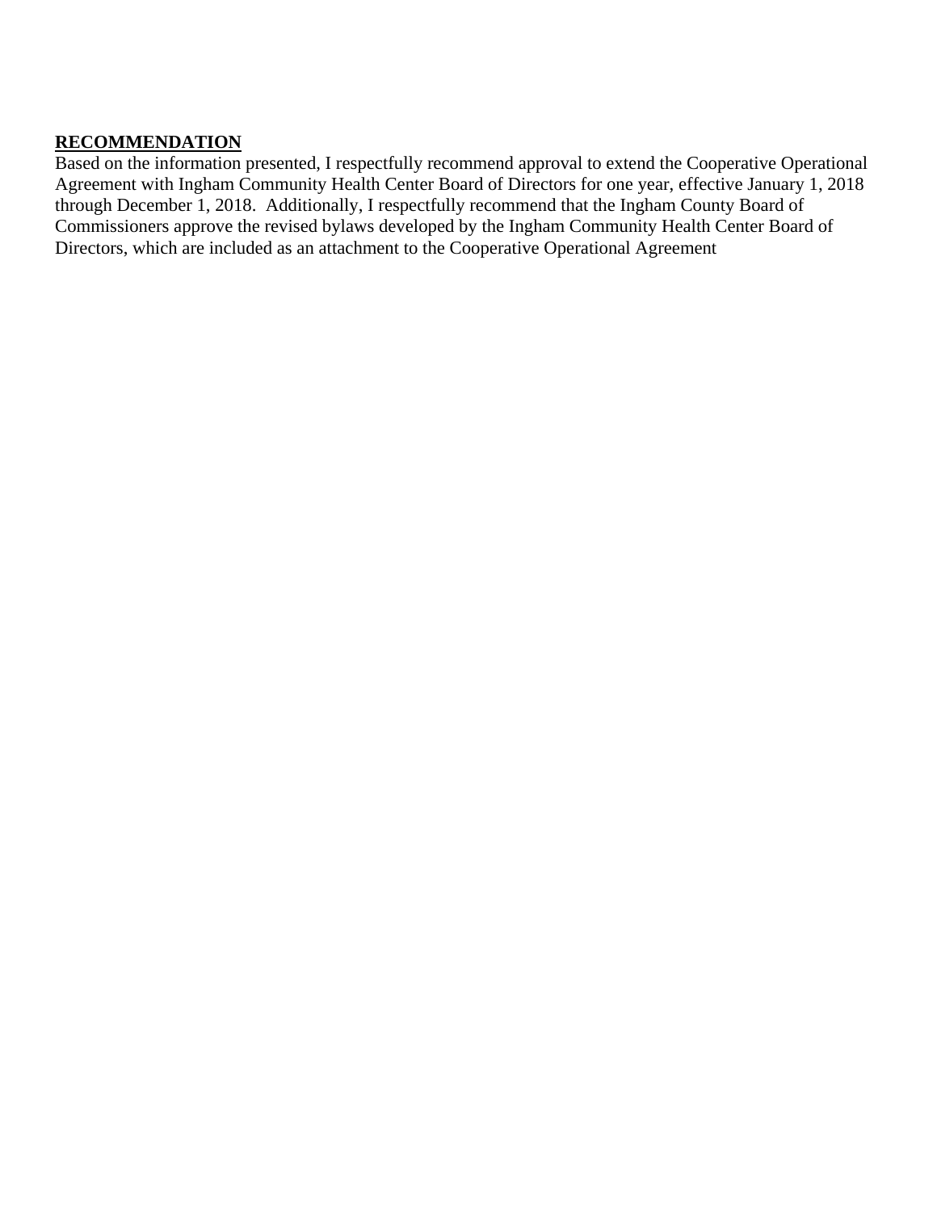**RECOMMENDATION**

Based on the information presented, I respectfully recommend approval to extend the Cooperative Operational Agreement with Ingham Community Health Center Board of Directors for one year, effective January 1, 2018 through December 1, 2018. Additionally, I respectfully recommend that the Ingham County Board of Commissioners approve the revised bylaws developed by the Ingham Community Health Center Board of Directors, which are included as an attachment to the Cooperative Operational Agreement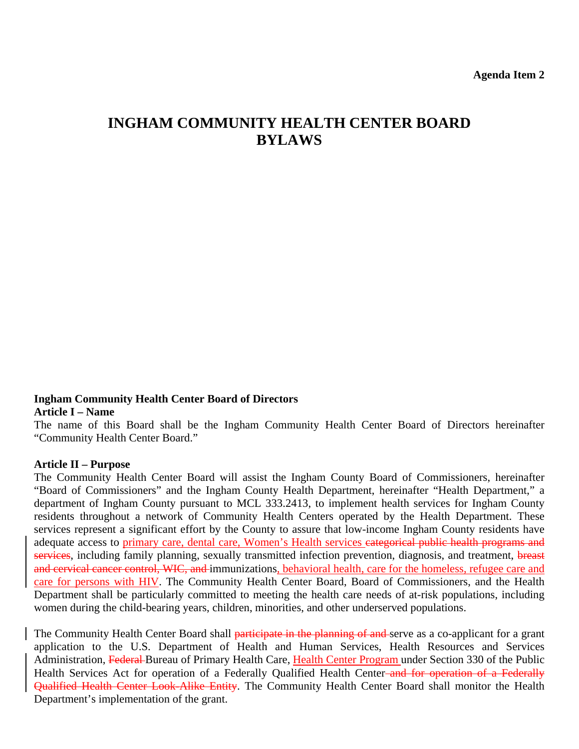**Agenda Item 2**

# INGHAM COMMUNITY HEALTH CENTER BOARD BYLAWS

**Ingham Community Health Center Board of Directors**

**Article I – Name**

The name of this Board shall be the Ingham Community Health Center Board of Directors hereinafter "Community Health Center Board."

**Article II – Purpose**

The Community Health Center Board will assist the Ingham County Board of Commissioners, hereinafter "Board of Commissioners" and the Ingham County Health Department, hereinafter "Health Department," a department of Ingham County pursuant to MCL 333.2413, to implement health services for Ingham County residents throughout a network of Community Health Centers operated by the Health Department. These services represent a significant effort by the County to assure that low-income Ingham County residents have adequate access to <u>primary care, dental care, Women's Health services</u> ~~categorical public health programs and services~~, including family planning, sexually transmitted infection prevention, diagnosis, and treatment, ~~breast and cervical cancer control, WIC, and~~ immunizations<u>, behavioral health, care for the homeless, refugee care and care for persons with HIV</u>. The Community Health Center Board, Board of Commissioners, and the Health Department shall be particularly committed to meeting the health care needs of at-risk populations, including women during the child-bearing years, children, minorities, and other underserved populations.

The Community Health Center Board shall ~~participate in the planning of and~~ serve as a co-applicant for a grant application to the U.S. Department of Health and Human Services, Health Resources and Services Administration, ~~Federal~~ Bureau of Primary Health Care, <u>Health Center Program</u> under Section 330 of the Public Health Services Act for operation of a Federally Qualified Health Center ~~and for operation of a Federally Qualified Health Center Look-Alike Entity~~. The Community Health Center Board shall monitor the Health Department's implementation of the grant.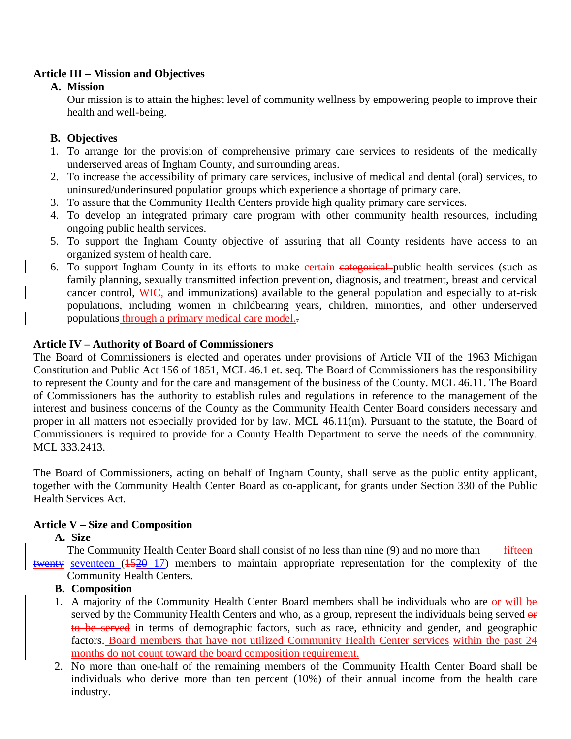**Article III – Mission and Objectives**

**A. Mission**

Our mission is to attain the highest level of community wellness by empowering people to improve their health and well-being.

**B. Objectives**

1. To arrange for the provision of comprehensive primary care services to residents of the medically underserved areas of Ingham County, and surrounding areas.
2. To increase the accessibility of primary care services, inclusive of medical and dental (oral) services, to uninsured/underinsured population groups which experience a shortage of primary care.
3. To assure that the Community Health Centers provide high quality primary care services.
4. To develop an integrated primary care program with other community health resources, including ongoing public health services.
5. To support the Ingham County objective of assuring that all County residents have access to an organized system of health care.
6. To support Ingham County in its efforts to make certain ~~categorical~~ public health services (such as family planning, sexually transmitted infection prevention, diagnosis, and treatment, breast and cervical cancer control, ~~WIC,~~ and immunizations) available to the general population and especially to at-risk populations, including women in childbearing years, children, minorities, and other underserved populations through a primary medical care model.~~.~~

**Article IV – Authority of Board of Commissioners**

The Board of Commissioners is elected and operates under provisions of Article VII of the 1963 Michigan Constitution and Public Act 156 of 1851, MCL 46.1 et. seq. The Board of Commissioners has the responsibility to represent the County and for the care and management of the business of the County. MCL 46.11. The Board of Commissioners has the authority to establish rules and regulations in reference to the management of the interest and business concerns of the County as the Community Health Center Board considers necessary and proper in all matters not especially provided for by law. MCL 46.11(m). Pursuant to the statute, the Board of Commissioners is required to provide for a County Health Department to serve the needs of the community. MCL 333.2413.

The Board of Commissioners, acting on behalf of Ingham County, shall serve as the public entity applicant, together with the Community Health Center Board as co-applicant, for grants under Section 330 of the Public Health Services Act.

**Article V – Size and Composition**

**A. Size**

The Community Health Center Board shall consist of no less than nine (9) and no more than ~~fifteen~~ ~~twenty~~ seventeen (~~15~~~~20~~ 17) members to maintain appropriate representation for the complexity of the Community Health Centers.

**B. Composition**

1. A majority of the Community Health Center Board members shall be individuals who are ~~or will be~~ served by the Community Health Centers and who, as a group, represent the individuals being served ~~or to be served~~ in terms of demographic factors, such as race, ethnicity and gender, and geographic factors. Board members that have not utilized Community Health Center services within the past 24 months do not count toward the board composition requirement.
2. No more than one-half of the remaining members of the Community Health Center Board shall be individuals who derive more than ten percent (10%) of their annual income from the health care industry.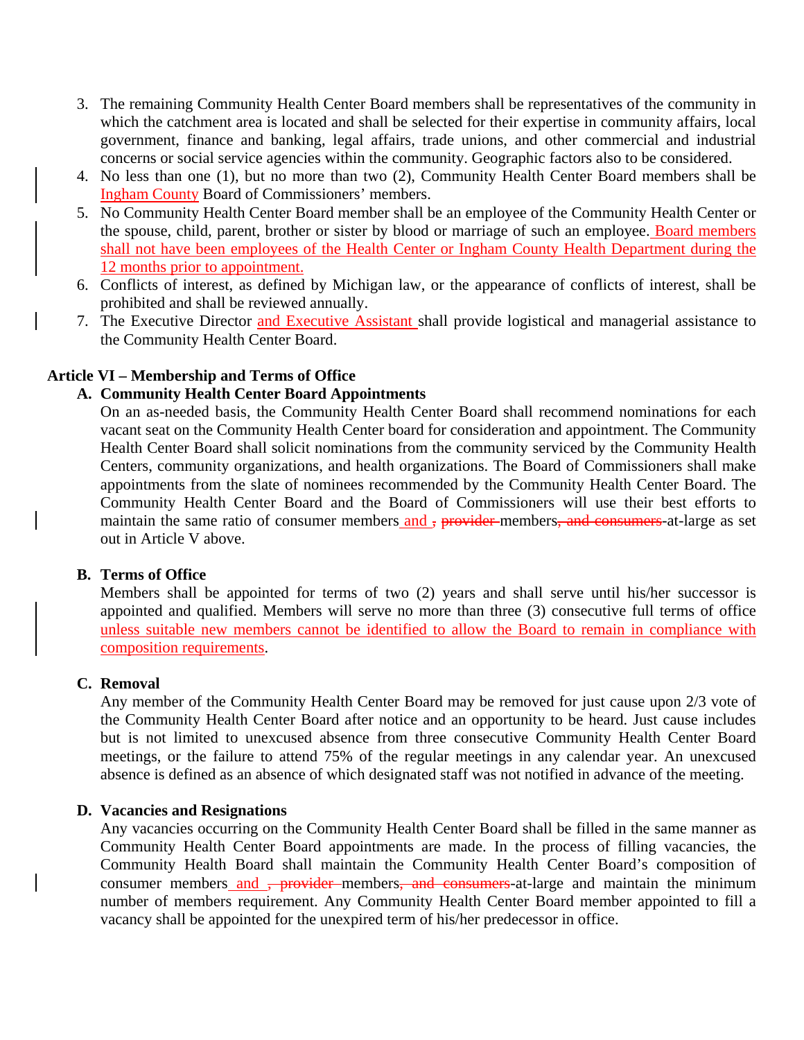3. The remaining Community Health Center Board members shall be representatives of the community in which the catchment area is located and shall be selected for their expertise in community affairs, local government, finance and banking, legal affairs, trade unions, and other commercial and industrial concerns or social service agencies within the community. Geographic factors also to be considered.
4. No less than one (1), but no more than two (2), Community Health Center Board members shall be Ingham County Board of Commissioners' members.
5. No Community Health Center Board member shall be an employee of the Community Health Center or the spouse, child, parent, brother or sister by blood or marriage of such an employee. Board members shall not have been employees of the Health Center or Ingham County Health Department during the 12 months prior to appointment.
6. Conflicts of interest, as defined by Michigan law, or the appearance of conflicts of interest, shall be prohibited and shall be reviewed annually.
7. The Executive Director and Executive Assistant shall provide logistical and managerial assistance to the Community Health Center Board.

## Article VI – Membership and Terms of Office

### A. Community Health Center Board Appointments

On an as-needed basis, the Community Health Center Board shall recommend nominations for each vacant seat on the Community Health Center board for consideration and appointment. The Community Health Center Board shall solicit nominations from the community serviced by the Community Health Centers, community organizations, and health organizations. The Board of Commissioners shall make appointments from the slate of nominees recommended by the Community Health Center Board. The Community Health Center Board and the Board of Commissioners will use their best efforts to maintain the same ratio of consumer members and ~~, provider~~ members~~, and consumers~~-at-large as set out in Article V above.

### B. Terms of Office

Members shall be appointed for terms of two (2) years and shall serve until his/her successor is appointed and qualified. Members will serve no more than three (3) consecutive full terms of office unless suitable new members cannot be identified to allow the Board to remain in compliance with composition requirements.

### C. Removal

Any member of the Community Health Center Board may be removed for just cause upon 2/3 vote of the Community Health Center Board after notice and an opportunity to be heard. Just cause includes but is not limited to unexcused absence from three consecutive Community Health Center Board meetings, or the failure to attend 75% of the regular meetings in any calendar year. An unexcused absence is defined as an absence of which designated staff was not notified in advance of the meeting.

### D. Vacancies and Resignations

Any vacancies occurring on the Community Health Center Board shall be filled in the same manner as Community Health Center Board appointments are made. In the process of filling vacancies, the Community Health Board shall maintain the Community Health Center Board's composition of consumer members and ~~, provider~~ members~~, and consumers~~-at-large and maintain the minimum number of members requirement. Any Community Health Center Board member appointed to fill a vacancy shall be appointed for the unexpired term of his/her predecessor in office.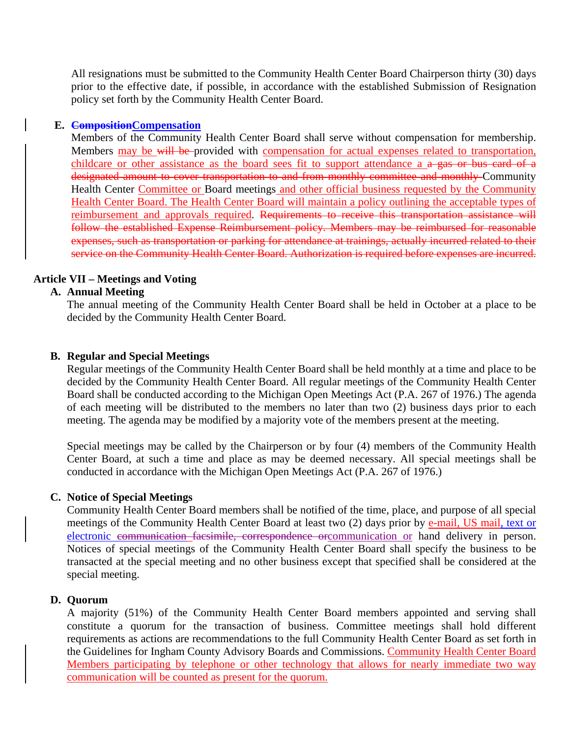All resignations must be submitted to the Community Health Center Board Chairperson thirty (30) days prior to the effective date, if possible, in accordance with the established Submission of Resignation policy set forth by the Community Health Center Board.

**E. ~~Composition~~Compensation**

Members of the Community Health Center Board shall serve without compensation for membership. Members may be ~~will be~~ provided with compensation for actual expenses related to transportation, childcare or other assistance as the board sees fit to support attendance a ~~a gas or bus card of a designated amount to cover transportation to and from monthly committee and monthly~~ Community Health Center Committee or Board meetings and other official business requested by the Community Health Center Board. The Health Center Board will maintain a policy outlining the acceptable types of reimbursement and approvals required. ~~Requirements to receive this transportation assistance will follow the established Expense Reimbursement policy. Members may be reimbursed for reasonable expenses, such as transportation or parking for attendance at trainings, actually incurred related to their service on the Community Health Center Board. Authorization is required before expenses are incurred.~~

## Article VII – Meetings and Voting

**A. Annual Meeting**

The annual meeting of the Community Health Center Board shall be held in October at a place to be decided by the Community Health Center Board.

**B. Regular and Special Meetings**

Regular meetings of the Community Health Center Board shall be held monthly at a time and place to be decided by the Community Health Center Board. All regular meetings of the Community Health Center Board shall be conducted according to the Michigan Open Meetings Act (P.A. 267 of 1976.) The agenda of each meeting will be distributed to the members no later than two (2) business days prior to each meeting. The agenda may be modified by a majority vote of the members present at the meeting.

Special meetings may be called by the Chairperson or by four (4) members of the Community Health Center Board, at such a time and place as may be deemed necessary. All special meetings shall be conducted in accordance with the Michigan Open Meetings Act (P.A. 267 of 1976.)

**C. Notice of Special Meetings**

Community Health Center Board members shall be notified of the time, place, and purpose of all special meetings of the Community Health Center Board at least two (2) days prior by e-mail, US mail, text or electronic ~~communication facsimile, correspondence or~~communication or hand delivery in person. Notices of special meetings of the Community Health Center Board shall specify the business to be transacted at the special meeting and no other business except that specified shall be considered at the special meeting.

**D. Quorum**

A majority (51%) of the Community Health Center Board members appointed and serving shall constitute a quorum for the transaction of business. Committee meetings shall hold different requirements as actions are recommendations to the full Community Health Center Board as set forth in the Guidelines for Ingham County Advisory Boards and Commissions. Community Health Center Board Members participating by telephone or other technology that allows for nearly immediate two way communication will be counted as present for the quorum.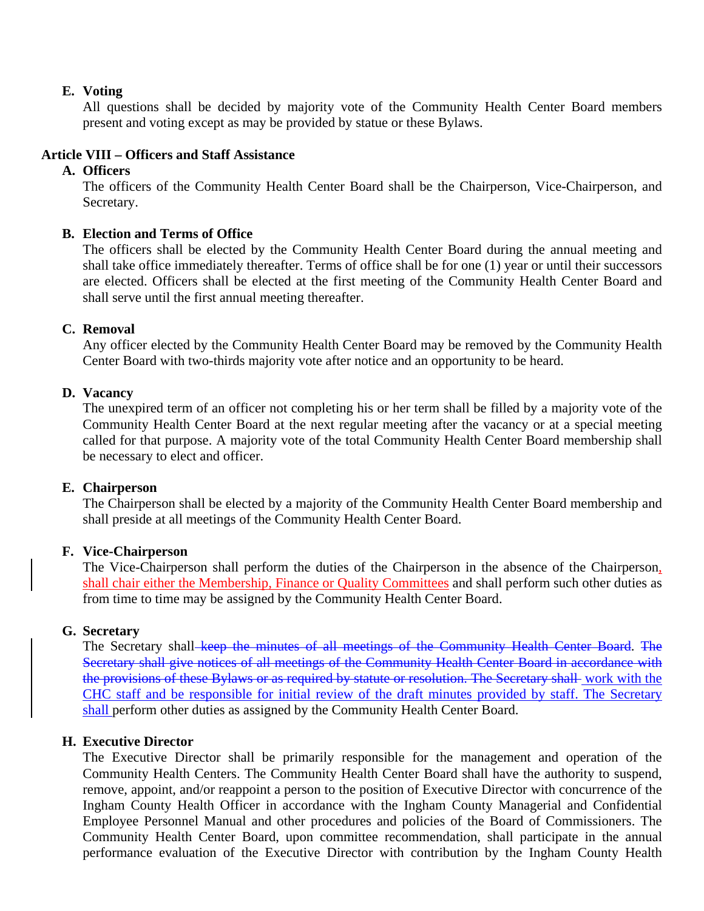**E. Voting**

All questions shall be decided by majority vote of the Community Health Center Board members present and voting except as may be provided by statue or these Bylaws.

**Article VIII – Officers and Staff Assistance**

**A. Officers**

The officers of the Community Health Center Board shall be the Chairperson, Vice-Chairperson, and Secretary.

**B. Election and Terms of Office**

The officers shall be elected by the Community Health Center Board during the annual meeting and shall take office immediately thereafter. Terms of office shall be for one (1) year or until their successors are elected. Officers shall be elected at the first meeting of the Community Health Center Board and shall serve until the first annual meeting thereafter.

**C. Removal**

Any officer elected by the Community Health Center Board may be removed by the Community Health Center Board with two-thirds majority vote after notice and an opportunity to be heard.

**D. Vacancy**

The unexpired term of an officer not completing his or her term shall be filled by a majority vote of the Community Health Center Board at the next regular meeting after the vacancy or at a special meeting called for that purpose. A majority vote of the total Community Health Center Board membership shall be necessary to elect and officer.

**E. Chairperson**

The Chairperson shall be elected by a majority of the Community Health Center Board membership and shall preside at all meetings of the Community Health Center Board.

**F. Vice-Chairperson**

The Vice-Chairperson shall perform the duties of the Chairperson in the absence of the Chairperson, shall chair either the Membership, Finance or Quality Committees and shall perform such other duties as from time to time may be assigned by the Community Health Center Board.

**G. Secretary**

The Secretary shall ~~keep the minutes of all meetings of the Community Health Center Board~~. ~~The Secretary shall give notices of all meetings of the Community Health Center Board in accordance with the provisions of these Bylaws or as required by statute or resolution. The Secretary shall~~ work with the CHC staff and be responsible for initial review of the draft minutes provided by staff. The Secretary shall perform other duties as assigned by the Community Health Center Board.

**H. Executive Director**

The Executive Director shall be primarily responsible for the management and operation of the Community Health Centers. The Community Health Center Board shall have the authority to suspend, remove, appoint, and/or reappoint a person to the position of Executive Director with concurrence of the Ingham County Health Officer in accordance with the Ingham County Managerial and Confidential Employee Personnel Manual and other procedures and policies of the Board of Commissioners. The Community Health Center Board, upon committee recommendation, shall participate in the annual performance evaluation of the Executive Director with contribution by the Ingham County Health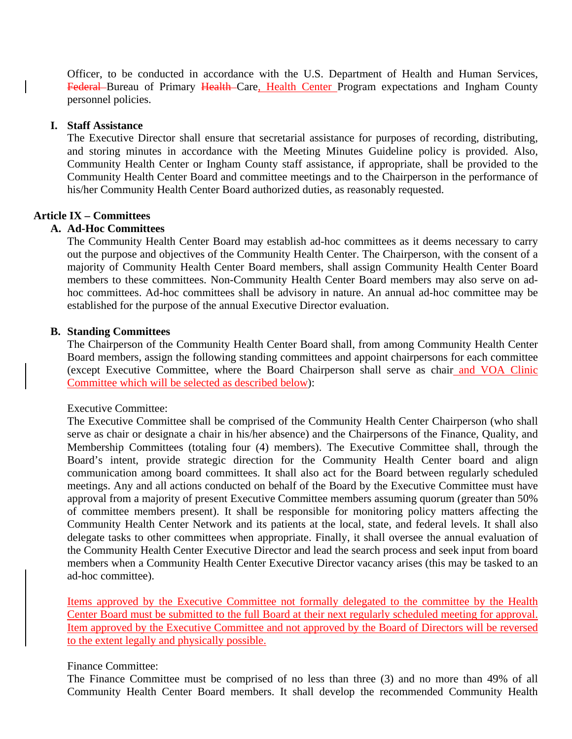Officer, to be conducted in accordance with the U.S. Department of Health and Human Services, ~~Federal~~ Bureau of Primary ~~Health~~ Care, Health Center Program expectations and Ingham County personnel policies.

**I. Staff Assistance**

The Executive Director shall ensure that secretarial assistance for purposes of recording, distributing, and storing minutes in accordance with the Meeting Minutes Guideline policy is provided. Also, Community Health Center or Ingham County staff assistance, if appropriate, shall be provided to the Community Health Center Board and committee meetings and to the Chairperson in the performance of his/her Community Health Center Board authorized duties, as reasonably requested.

## Article IX – Committees

**A. Ad-Hoc Committees**

The Community Health Center Board may establish ad-hoc committees as it deems necessary to carry out the purpose and objectives of the Community Health Center. The Chairperson, with the consent of a majority of Community Health Center Board members, shall assign Community Health Center Board members to these committees. Non-Community Health Center Board members may also serve on ad-hoc committees. Ad-hoc committees shall be advisory in nature. An annual ad-hoc committee may be established for the purpose of the annual Executive Director evaluation.

**B. Standing Committees**

The Chairperson of the Community Health Center Board shall, from among Community Health Center Board members, assign the following standing committees and appoint chairpersons for each committee (except Executive Committee, where the Board Chairperson shall serve as chair and VOA Clinic Committee which will be selected as described below):

Executive Committee:

The Executive Committee shall be comprised of the Community Health Center Chairperson (who shall serve as chair or designate a chair in his/her absence) and the Chairpersons of the Finance, Quality, and Membership Committees (totaling four (4) members). The Executive Committee shall, through the Board's intent, provide strategic direction for the Community Health Center board and align communication among board committees. It shall also act for the Board between regularly scheduled meetings. Any and all actions conducted on behalf of the Board by the Executive Committee must have approval from a majority of present Executive Committee members assuming quorum (greater than 50% of committee members present). It shall be responsible for monitoring policy matters affecting the Community Health Center Network and its patients at the local, state, and federal levels. It shall also delegate tasks to other committees when appropriate. Finally, it shall oversee the annual evaluation of the Community Health Center Executive Director and lead the search process and seek input from board members when a Community Health Center Executive Director vacancy arises (this may be tasked to an ad-hoc committee).

Items approved by the Executive Committee not formally delegated to the committee by the Health Center Board must be submitted to the full Board at their next regularly scheduled meeting for approval. Item approved by the Executive Committee and not approved by the Board of Directors will be reversed to the extent legally and physically possible.

Finance Committee:

The Finance Committee must be comprised of no less than three (3) and no more than 49% of all Community Health Center Board members. It shall develop the recommended Community Health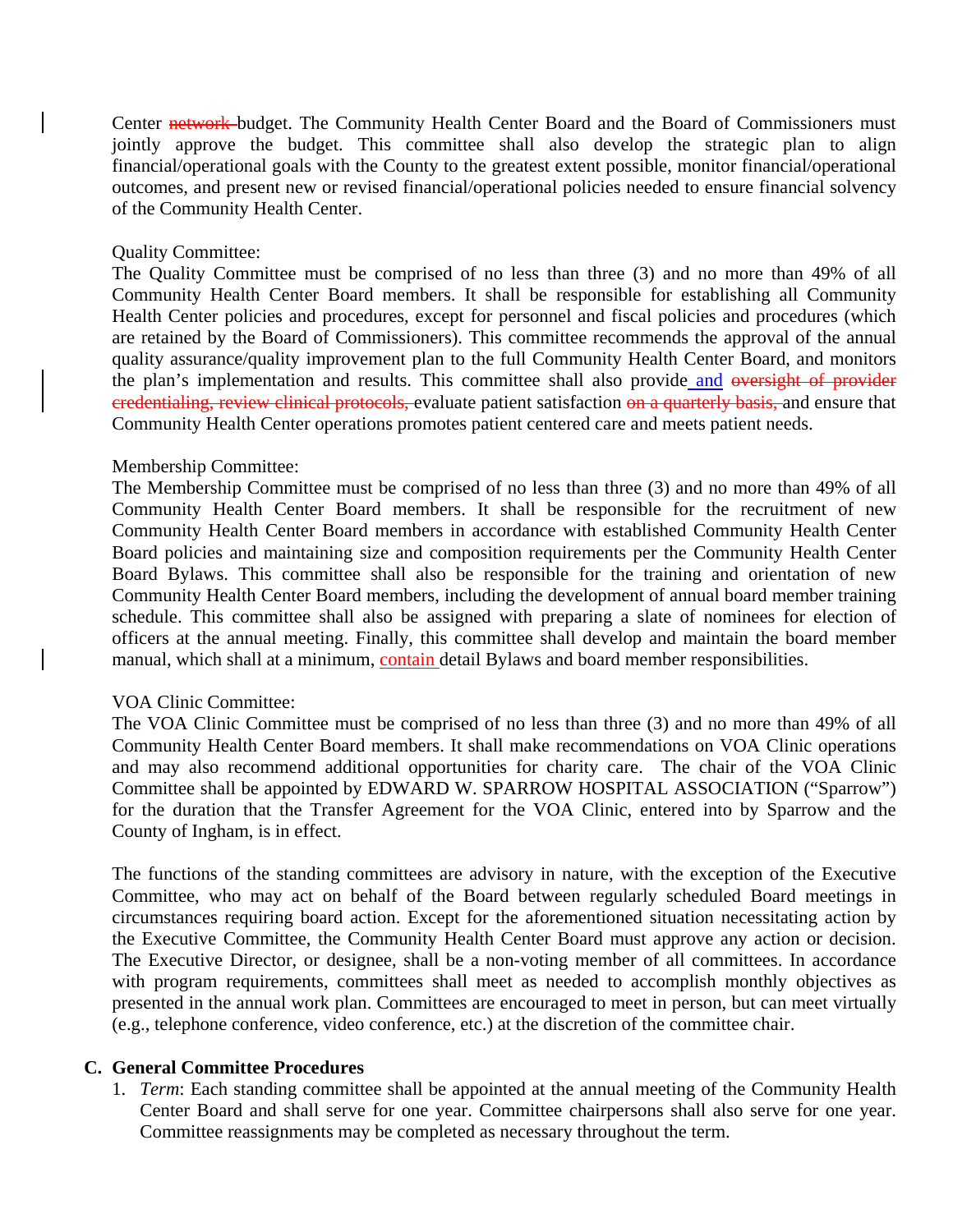Center ~~network~~ budget. The Community Health Center Board and the Board of Commissioners must jointly approve the budget. This committee shall also develop the strategic plan to align financial/operational goals with the County to the greatest extent possible, monitor financial/operational outcomes, and present new or revised financial/operational policies needed to ensure financial solvency of the Community Health Center.

Quality Committee:
The Quality Committee must be comprised of no less than three (3) and no more than 49% of all Community Health Center Board members. It shall be responsible for establishing all Community Health Center policies and procedures, except for personnel and fiscal policies and procedures (which are retained by the Board of Commissioners). This committee recommends the approval of the annual quality assurance/quality improvement plan to the full Community Health Center Board, and monitors the plan's implementation and results. This committee shall also provide and ~~oversight of provider credentialing, review clinical protocols,~~ evaluate patient satisfaction ~~on a quarterly basis,~~ and ensure that Community Health Center operations promotes patient centered care and meets patient needs.

Membership Committee:
The Membership Committee must be comprised of no less than three (3) and no more than 49% of all Community Health Center Board members. It shall be responsible for the recruitment of new Community Health Center Board members in accordance with established Community Health Center Board policies and maintaining size and composition requirements per the Community Health Center Board Bylaws. This committee shall also be responsible for the training and orientation of new Community Health Center Board members, including the development of annual board member training schedule. This committee shall also be assigned with preparing a slate of nominees for election of officers at the annual meeting. Finally, this committee shall develop and maintain the board member manual, which shall at a minimum, contain detail Bylaws and board member responsibilities.

VOA Clinic Committee:
The VOA Clinic Committee must be comprised of no less than three (3) and no more than 49% of all Community Health Center Board members. It shall make recommendations on VOA Clinic operations and may also recommend additional opportunities for charity care. The chair of the VOA Clinic Committee shall be appointed by EDWARD W. SPARROW HOSPITAL ASSOCIATION ("Sparrow") for the duration that the Transfer Agreement for the VOA Clinic, entered into by Sparrow and the County of Ingham, is in effect.

The functions of the standing committees are advisory in nature, with the exception of the Executive Committee, who may act on behalf of the Board between regularly scheduled Board meetings in circumstances requiring board action. Except for the aforementioned situation necessitating action by the Executive Committee, the Community Health Center Board must approve any action or decision. The Executive Director, or designee, shall be a non-voting member of all committees. In accordance with program requirements, committees shall meet as needed to accomplish monthly objectives as presented in the annual work plan. Committees are encouraged to meet in person, but can meet virtually (e.g., telephone conference, video conference, etc.) at the discretion of the committee chair.

**C. General Committee Procedures**

1. *Term*: Each standing committee shall be appointed at the annual meeting of the Community Health Center Board and shall serve for one year. Committee chairpersons shall also serve for one year. Committee reassignments may be completed as necessary throughout the term.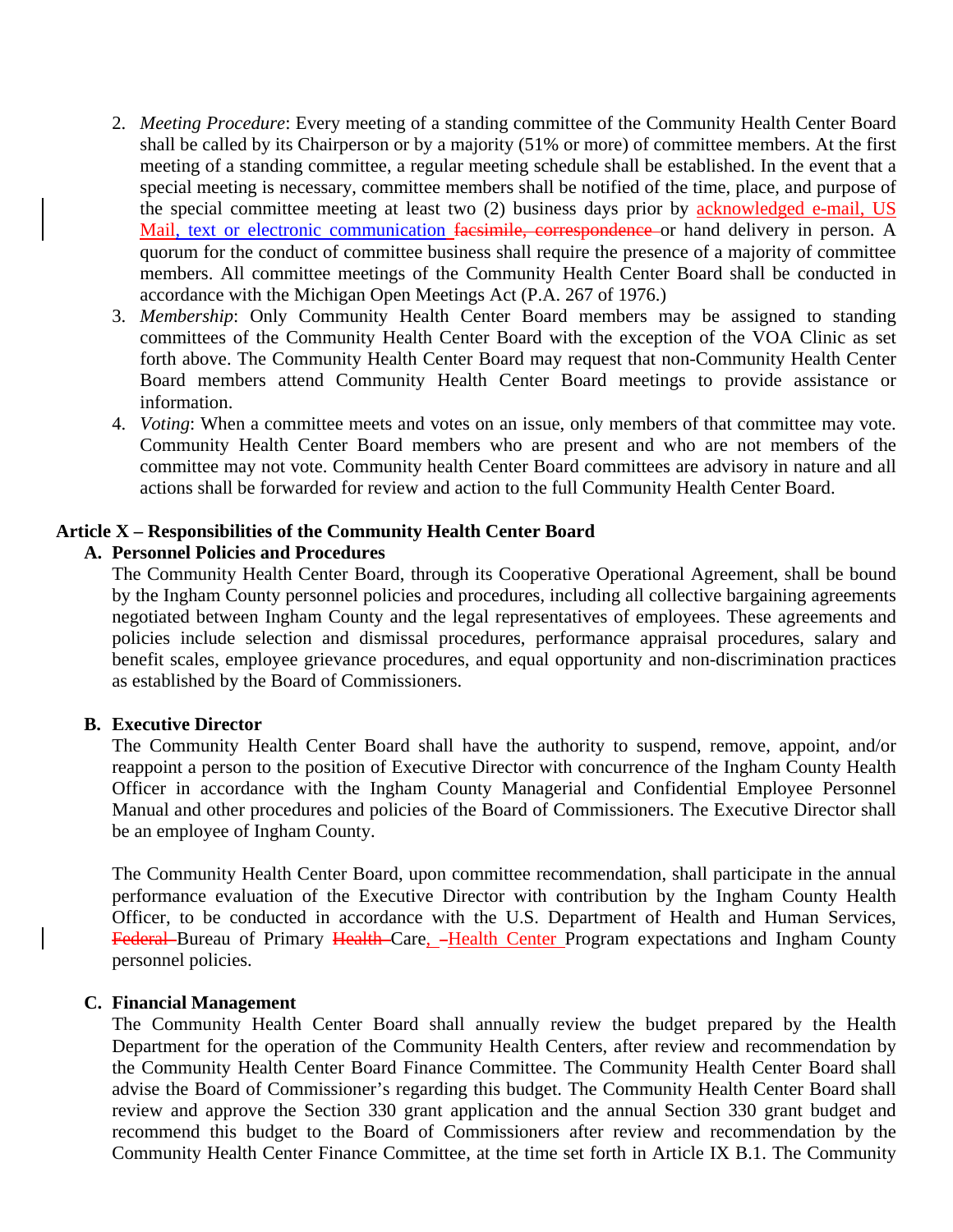2. *Meeting Procedure*: Every meeting of a standing committee of the Community Health Center Board shall be called by its Chairperson or by a majority (51% or more) of committee members. At the first meeting of a standing committee, a regular meeting schedule shall be established. In the event that a special meeting is necessary, committee members shall be notified of the time, place, and purpose of the special committee meeting at least two (2) business days prior by acknowledged e-mail, US Mail, text or electronic communication ~~facsimile, correspondence~~ or hand delivery in person. A quorum for the conduct of committee business shall require the presence of a majority of committee members. All committee meetings of the Community Health Center Board shall be conducted in accordance with the Michigan Open Meetings Act (P.A. 267 of 1976.)
3. *Membership*: Only Community Health Center Board members may be assigned to standing committees of the Community Health Center Board with the exception of the VOA Clinic as set forth above. The Community Health Center Board may request that non-Community Health Center Board members attend Community Health Center Board meetings to provide assistance or information.
4. *Voting*: When a committee meets and votes on an issue, only members of that committee may vote. Community Health Center Board members who are present and who are not members of the committee may not vote. Community health Center Board committees are advisory in nature and all actions shall be forwarded for review and action to the full Community Health Center Board.

**Article X – Responsibilities of the Community Health Center Board**

**A. Personnel Policies and Procedures**

The Community Health Center Board, through its Cooperative Operational Agreement, shall be bound by the Ingham County personnel policies and procedures, including all collective bargaining agreements negotiated between Ingham County and the legal representatives of employees. These agreements and policies include selection and dismissal procedures, performance appraisal procedures, salary and benefit scales, employee grievance procedures, and equal opportunity and non-discrimination practices as established by the Board of Commissioners.

**B. Executive Director**

The Community Health Center Board shall have the authority to suspend, remove, appoint, and/or reappoint a person to the position of Executive Director with concurrence of the Ingham County Health Officer in accordance with the Ingham County Managerial and Confidential Employee Personnel Manual and other procedures and policies of the Board of Commissioners. The Executive Director shall be an employee of Ingham County.

The Community Health Center Board, upon committee recommendation, shall participate in the annual performance evaluation of the Executive Director with contribution by the Ingham County Health Officer, to be conducted in accordance with the U.S. Department of Health and Human Services, ~~Federal~~ Bureau of Primary ~~Health~~ Care, ~~-~~Health Center Program expectations and Ingham County personnel policies.

**C. Financial Management**

The Community Health Center Board shall annually review the budget prepared by the Health Department for the operation of the Community Health Centers, after review and recommendation by the Community Health Center Board Finance Committee. The Community Health Center Board shall advise the Board of Commissioner's regarding this budget. The Community Health Center Board shall review and approve the Section 330 grant application and the annual Section 330 grant budget and recommend this budget to the Board of Commissioners after review and recommendation by the Community Health Center Finance Committee, at the time set forth in Article IX B.1. The Community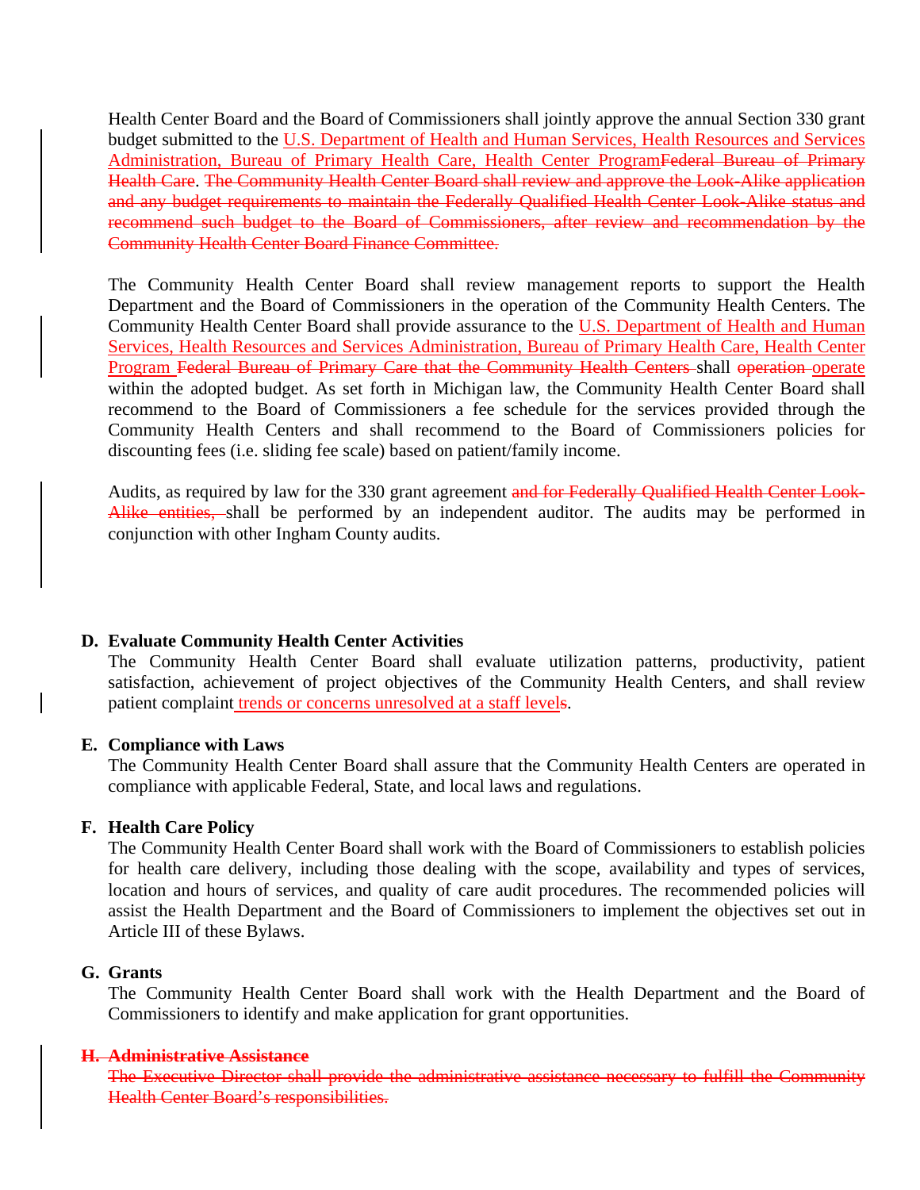Health Center Board and the Board of Commissioners shall jointly approve the annual Section 330 grant budget submitted to the U.S. Department of Health and Human Services, Health Resources and Services Administration, Bureau of Primary Health Care, Health Center ProgramFederal Bureau of Primary Health Care. The Community Health Center Board shall review and approve the Look-Alike application and any budget requirements to maintain the Federally Qualified Health Center Look-Alike status and recommend such budget to the Board of Commissioners, after review and recommendation by the Community Health Center Board Finance Committee.

The Community Health Center Board shall review management reports to support the Health Department and the Board of Commissioners in the operation of the Community Health Centers. The Community Health Center Board shall provide assurance to the U.S. Department of Health and Human Services, Health Resources and Services Administration, Bureau of Primary Health Care, Health Center Program Federal Bureau of Primary Care that the Community Health Centers shall operation operate within the adopted budget. As set forth in Michigan law, the Community Health Center Board shall recommend to the Board of Commissioners a fee schedule for the services provided through the Community Health Centers and shall recommend to the Board of Commissioners policies for discounting fees (i.e. sliding fee scale) based on patient/family income.

Audits, as required by law for the 330 grant agreement and for Federally Qualified Health Center Look-Alike entities, shall be performed by an independent auditor. The audits may be performed in conjunction with other Ingham County audits.

**D. Evaluate Community Health Center Activities**

The Community Health Center Board shall evaluate utilization patterns, productivity, patient satisfaction, achievement of project objectives of the Community Health Centers, and shall review patient complaint trends or concerns unresolved at a staff levels.

**E. Compliance with Laws**

The Community Health Center Board shall assure that the Community Health Centers are operated in compliance with applicable Federal, State, and local laws and regulations.

**F. Health Care Policy**

The Community Health Center Board shall work with the Board of Commissioners to establish policies for health care delivery, including those dealing with the scope, availability and types of services, location and hours of services, and quality of care audit procedures. The recommended policies will assist the Health Department and the Board of Commissioners to implement the objectives set out in Article III of these Bylaws.

**G. Grants**

The Community Health Center Board shall work with the Health Department and the Board of Commissioners to identify and make application for grant opportunities.

**H. Administrative Assistance**

The Executive Director shall provide the administrative assistance necessary to fulfill the Community Health Center Board's responsibilities.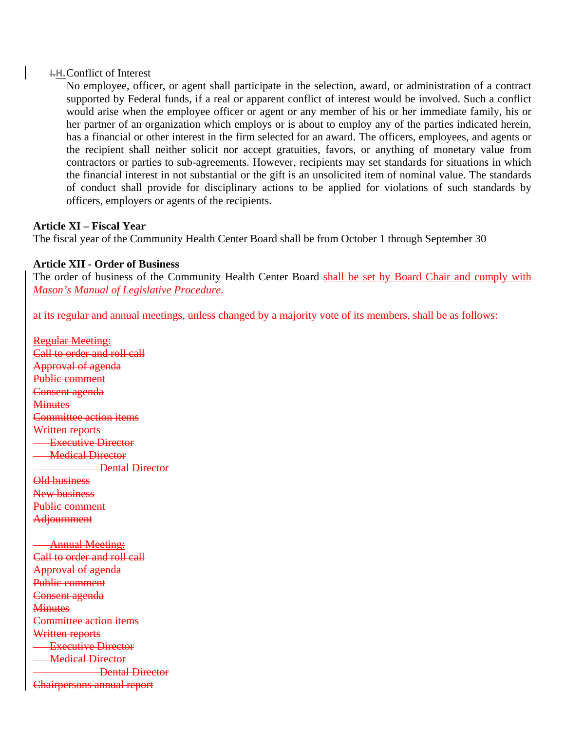~~I.~~H. Conflict of Interest

No employee, officer, or agent shall participate in the selection, award, or administration of a contract supported by Federal funds, if a real or apparent conflict of interest would be involved. Such a conflict would arise when the employee officer or agent or any member of his or her immediate family, his or her partner of an organization which employs or is about to employ any of the parties indicated herein, has a financial or other interest in the firm selected for an award. The officers, employees, and agents or the recipient shall neither solicit nor accept gratuities, favors, or anything of monetary value from contractors or parties to sub-agreements. However, recipients may set standards for situations in which the financial interest in not substantial or the gift is an unsolicited item of nominal value. The standards of conduct shall provide for disciplinary actions to be applied for violations of such standards by officers, employers or agents of the recipients.

**Article XI – Fiscal Year**

The fiscal year of the Community Health Center Board shall be from October 1 through September 30

**Article XII - Order of Business**

The order of business of the Community Health Center Board shall be set by Board Chair and comply with *Mason's Manual of Legislative Procedure.*

~~at its regular and annual meetings, unless changed by a majority vote of its members, shall be as follows:~~

~~Regular Meeting:~~
~~Call to order and roll call~~
~~Approval of agenda~~
~~Public comment~~
~~Consent agenda~~
~~Minutes~~
~~Committee action items~~
~~Written reports~~
~~Executive Director~~
~~Medical Director~~
~~Dental Director~~
~~Old business~~
~~New business~~
~~Public comment~~
~~Adjournment~~

~~Annual Meeting:~~
~~Call to order and roll call~~
~~Approval of agenda~~
~~Public comment~~
~~Consent agenda~~
~~Minutes~~
~~Committee action items~~
~~Written reports~~
~~Executive Director~~
~~Medical Director~~
~~Dental Director~~
~~Chairpersons annual report~~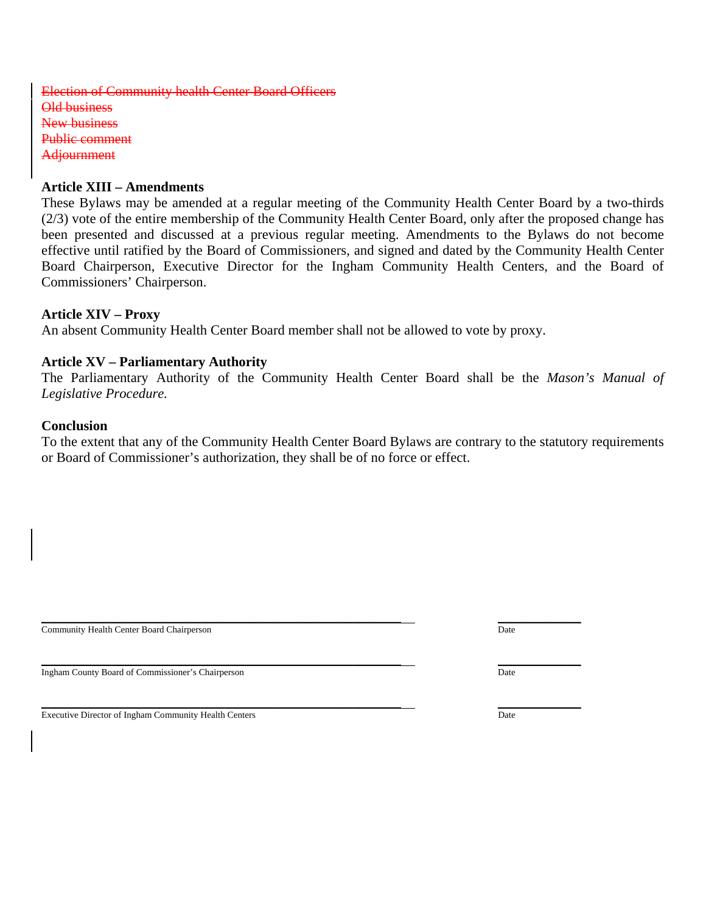~~Election of Community health Center Board Officers~~
~~Old business~~
~~New business~~
~~Public comment~~
~~Adjournment~~

**Article XIII – Amendments**
These Bylaws may be amended at a regular meeting of the Community Health Center Board by a two-thirds (2/3) vote of the entire membership of the Community Health Center Board, only after the proposed change has been presented and discussed at a previous regular meeting. Amendments to the Bylaws do not become effective until ratified by the Board of Commissioners, and signed and dated by the Community Health Center Board Chairperson, Executive Director for the Ingham Community Health Centers, and the Board of Commissioners' Chairperson.

**Article XIV – Proxy**
An absent Community Health Center Board member shall not be allowed to vote by proxy.

**Article XV – Parliamentary Authority**
The Parliamentary Authority of the Community Health Center Board shall be the *Mason's Manual of Legislative Procedure.*

**Conclusion**
To the extent that any of the Community Health Center Board Bylaws are contrary to the statutory requirements or Board of Commissioner's authorization, they shall be of no force or effect.

______________________________________________ ____________
Community Health Center Board Chairperson Date

______________________________________________ ____________
Ingham County Board of Commissioner's Chairperson Date

______________________________________________ ____________
Executive Director of Ingham Community Health Centers Date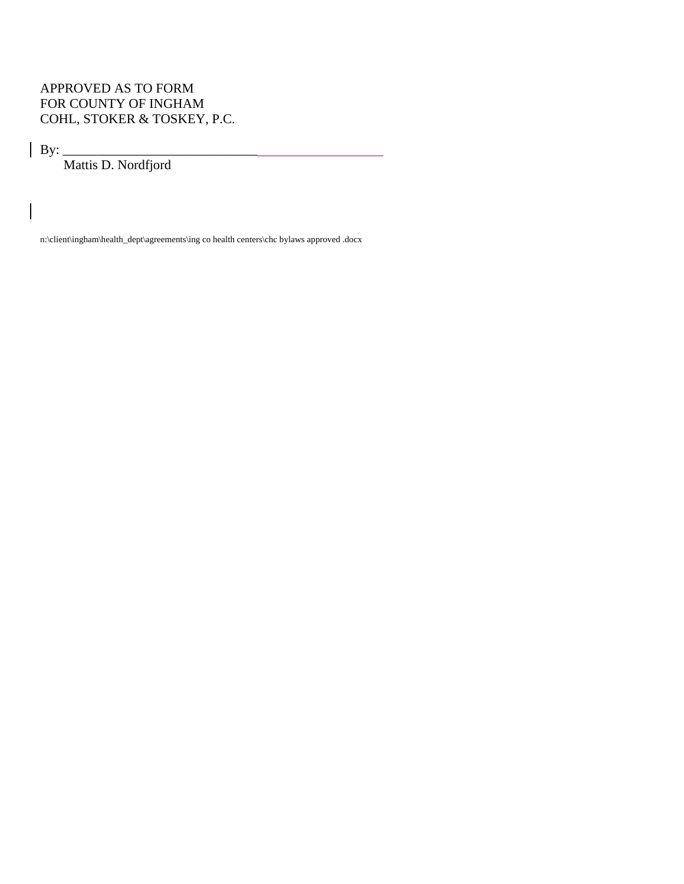APPROVED AS TO FORM
FOR COUNTY OF INGHAM
COHL, STOKER & TOSKEY, P.C.

By: ____________________________________________________

Mattis D. Nordfjord

n:\client\ingham\health_dept\agreements\ing co health centers\chc bylaws approved .docx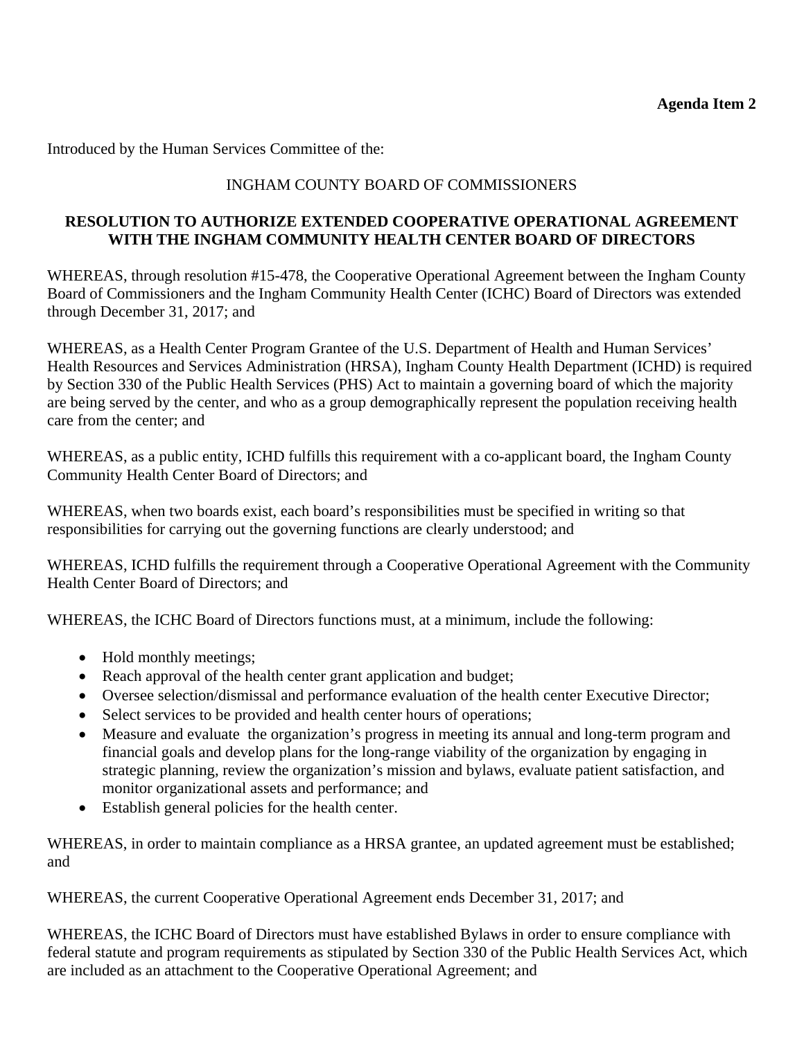**Agenda Item 2**

Introduced by the Human Services Committee of the:

INGHAM COUNTY BOARD OF COMMISSIONERS

**RESOLUTION TO AUTHORIZE EXTENDED COOPERATIVE OPERATIONAL AGREEMENT WITH THE INGHAM COMMUNITY HEALTH CENTER BOARD OF DIRECTORS**

WHEREAS, through resolution #15-478, the Cooperative Operational Agreement between the Ingham County Board of Commissioners and the Ingham Community Health Center (ICHC) Board of Directors was extended through December 31, 2017; and

WHEREAS, as a Health Center Program Grantee of the U.S. Department of Health and Human Services' Health Resources and Services Administration (HRSA), Ingham County Health Department (ICHD) is required by Section 330 of the Public Health Services (PHS) Act to maintain a governing board of which the majority are being served by the center, and who as a group demographically represent the population receiving health care from the center; and

WHEREAS, as a public entity, ICHD fulfills this requirement with a co-applicant board, the Ingham County Community Health Center Board of Directors; and

WHEREAS, when two boards exist, each board's responsibilities must be specified in writing so that responsibilities for carrying out the governing functions are clearly understood; and

WHEREAS, ICHD fulfills the requirement through a Cooperative Operational Agreement with the Community Health Center Board of Directors; and

WHEREAS, the ICHC Board of Directors functions must, at a minimum, include the following:

- Hold monthly meetings;
- Reach approval of the health center grant application and budget;
- Oversee selection/dismissal and performance evaluation of the health center Executive Director;
- Select services to be provided and health center hours of operations;
- Measure and evaluate the organization's progress in meeting its annual and long-term program and financial goals and develop plans for the long-range viability of the organization by engaging in strategic planning, review the organization's mission and bylaws, evaluate patient satisfaction, and monitor organizational assets and performance; and
- Establish general policies for the health center.

WHEREAS, in order to maintain compliance as a HRSA grantee, an updated agreement must be established; and

WHEREAS, the current Cooperative Operational Agreement ends December 31, 2017; and

WHEREAS, the ICHC Board of Directors must have established Bylaws in order to ensure compliance with federal statute and program requirements as stipulated by Section 330 of the Public Health Services Act, which are included as an attachment to the Cooperative Operational Agreement; and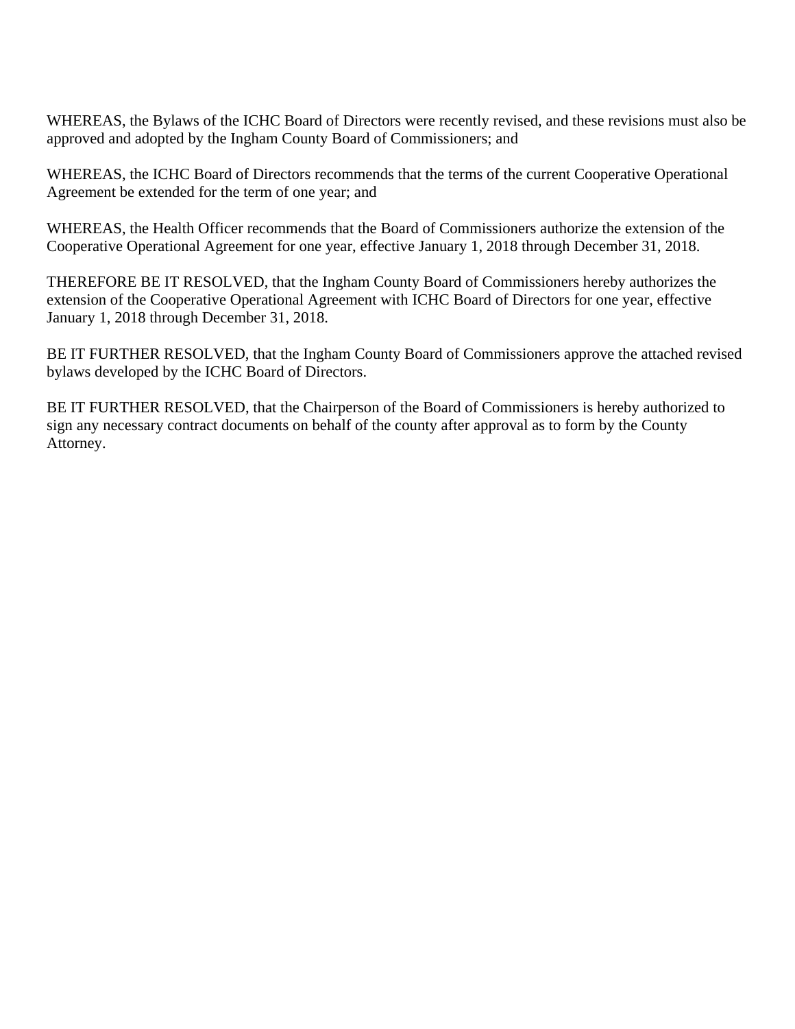WHEREAS, the Bylaws of the ICHC Board of Directors were recently revised, and these revisions must also be approved and adopted by the Ingham County Board of Commissioners; and

WHEREAS, the ICHC Board of Directors recommends that the terms of the current Cooperative Operational Agreement be extended for the term of one year; and

WHEREAS, the Health Officer recommends that the Board of Commissioners authorize the extension of the Cooperative Operational Agreement for one year, effective January 1, 2018 through December 31, 2018.

THEREFORE BE IT RESOLVED, that the Ingham County Board of Commissioners hereby authorizes the extension of the Cooperative Operational Agreement with ICHC Board of Directors for one year, effective January 1, 2018 through December 31, 2018.

BE IT FURTHER RESOLVED, that the Ingham County Board of Commissioners approve the attached revised bylaws developed by the ICHC Board of Directors.

BE IT FURTHER RESOLVED, that the Chairperson of the Board of Commissioners is hereby authorized to sign any necessary contract documents on behalf of the county after approval as to form by the County Attorney.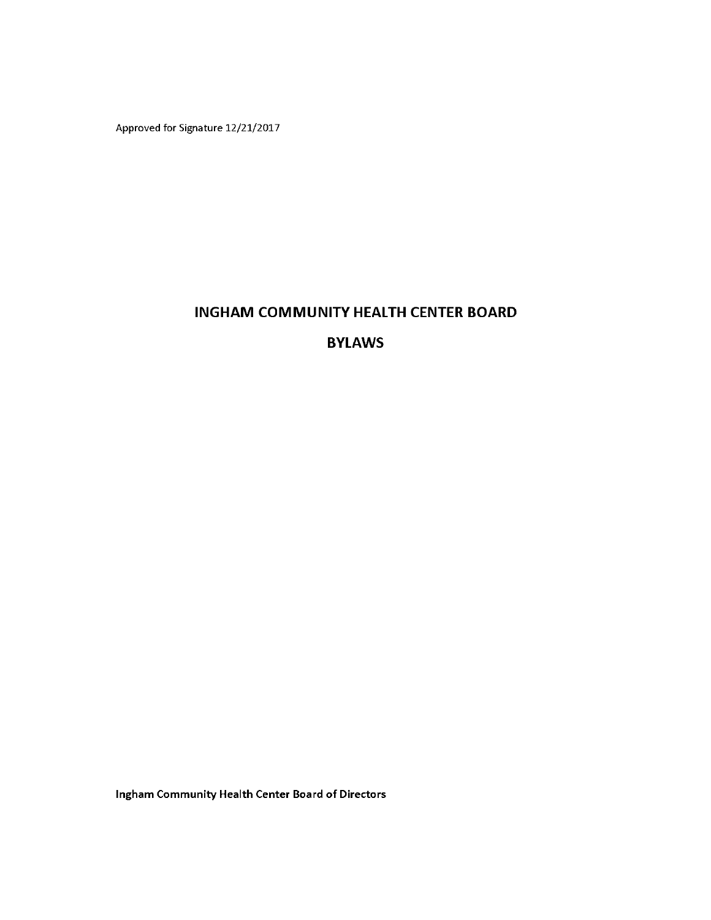Approved for Signature 12/21/2017

# INGHAM COMMUNITY HEALTH CENTER BOARD

# BYLAWS

**Ingham Community Health Center Board of Directors**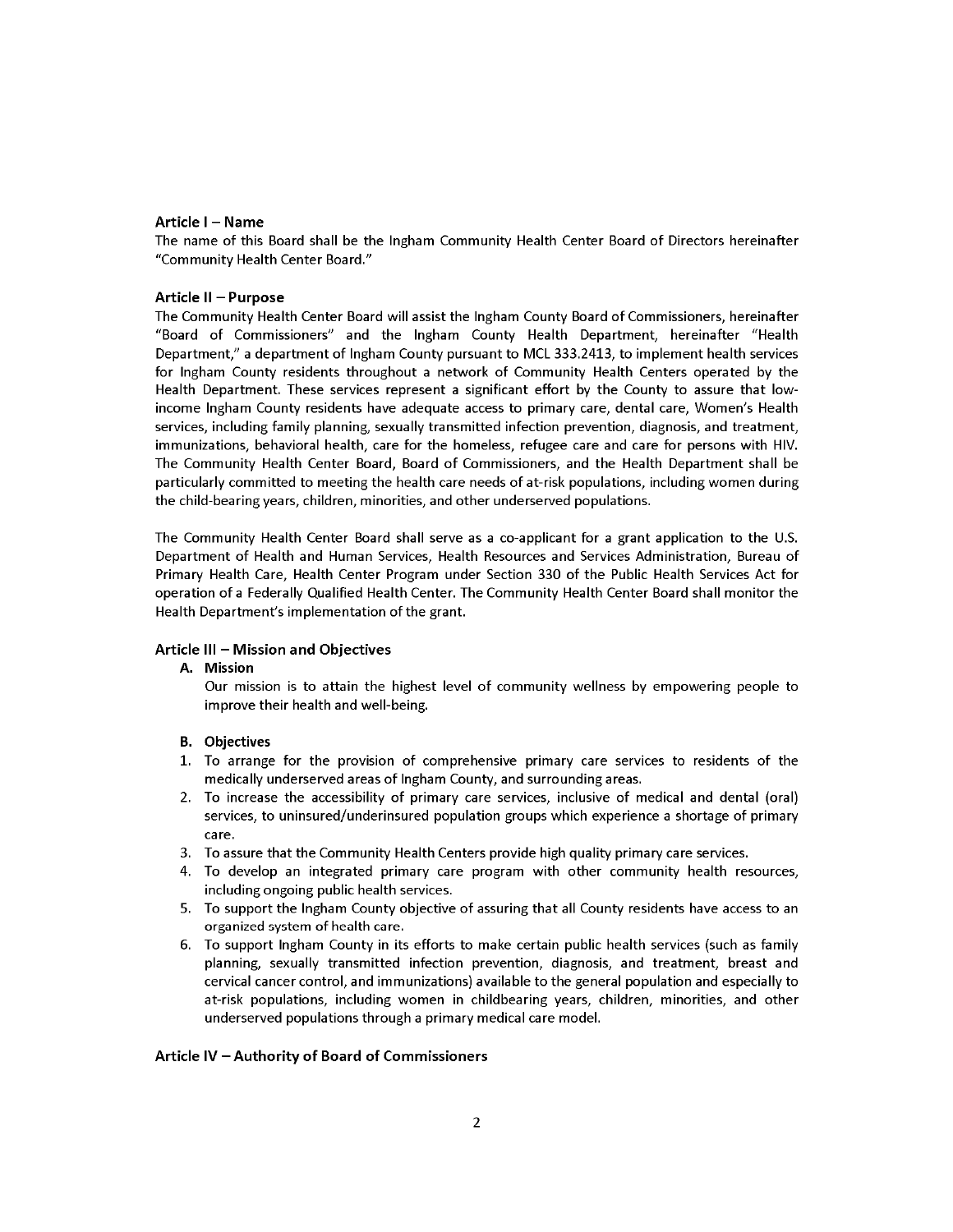### Article I – Name

The name of this Board shall be the Ingham Community Health Center Board of Directors hereinafter "Community Health Center Board."

### Article II – Purpose

The Community Health Center Board will assist the Ingham County Board of Commissioners, hereinafter "Board of Commissioners" and the Ingham County Health Department, hereinafter "Health Department," a department of Ingham County pursuant to MCL 333.2413, to implement health services for Ingham County residents throughout a network of Community Health Centers operated by the Health Department. These services represent a significant effort by the County to assure that low-income Ingham County residents have adequate access to primary care, dental care, Women's Health services, including family planning, sexually transmitted infection prevention, diagnosis, and treatment, immunizations, behavioral health, care for the homeless, refugee care and care for persons with HIV. The Community Health Center Board, Board of Commissioners, and the Health Department shall be particularly committed to meeting the health care needs of at-risk populations, including women during the child-bearing years, children, minorities, and other underserved populations.

The Community Health Center Board shall serve as a co-applicant for a grant application to the U.S. Department of Health and Human Services, Health Resources and Services Administration, Bureau of Primary Health Care, Health Center Program under Section 330 of the Public Health Services Act for operation of a Federally Qualified Health Center. The Community Health Center Board shall monitor the Health Department's implementation of the grant.

### Article III – Mission and Objectives

**A. Mission**

Our mission is to attain the highest level of community wellness by empowering people to improve their health and well-being.

**B. Objectives**

1. To arrange for the provision of comprehensive primary care services to residents of the medically underserved areas of Ingham County, and surrounding areas.
2. To increase the accessibility of primary care services, inclusive of medical and dental (oral) services, to uninsured/underinsured population groups which experience a shortage of primary care.
3. To assure that the Community Health Centers provide high quality primary care services.
4. To develop an integrated primary care program with other community health resources, including ongoing public health services.
5. To support the Ingham County objective of assuring that all County residents have access to an organized system of health care.
6. To support Ingham County in its efforts to make certain public health services (such as family planning, sexually transmitted infection prevention, diagnosis, and treatment, breast and cervical cancer control, and immunizations) available to the general population and especially to at-risk populations, including women in childbearing years, children, minorities, and other underserved populations through a primary medical care model.

### Article IV – Authority of Board of Commissioners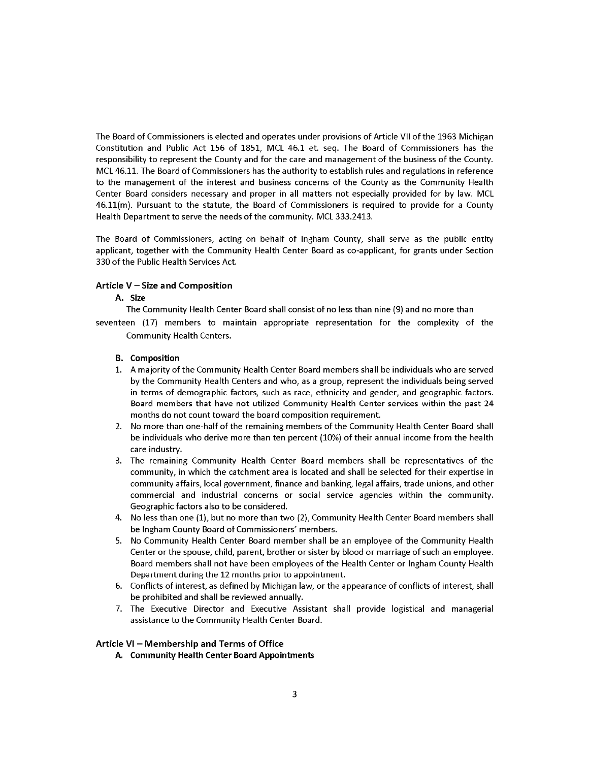The Board of Commissioners is elected and operates under provisions of Article VII of the 1963 Michigan Constitution and Public Act 156 of 1851, MCL 46.1 et. seq. The Board of Commissioners has the responsibility to represent the County and for the care and management of the business of the County. MCL 46.11. The Board of Commissioners has the authority to establish rules and regulations in reference to the management of the interest and business concerns of the County as the Community Health Center Board considers necessary and proper in all matters not especially provided for by law. MCL 46.11(m). Pursuant to the statute, the Board of Commissioners is required to provide for a County Health Department to serve the needs of the community. MCL 333.2413.

The Board of Commissioners, acting on behalf of Ingham County, shall serve as the public entity applicant, together with the Community Health Center Board as co-applicant, for grants under Section 330 of the Public Health Services Act.

### Article V – Size and Composition

**A. Size**

The Community Health Center Board shall consist of no less than nine (9) and no more than seventeen (17) members to maintain appropriate representation for the complexity of the Community Health Centers.

**B. Composition**

1. A majority of the Community Health Center Board members shall be individuals who are served by the Community Health Centers and who, as a group, represent the individuals being served in terms of demographic factors, such as race, ethnicity and gender, and geographic factors. Board members that have not utilized Community Health Center services within the past 24 months do not count toward the board composition requirement.
2. No more than one-half of the remaining members of the Community Health Center Board shall be individuals who derive more than ten percent (10%) of their annual income from the health care industry.
3. The remaining Community Health Center Board members shall be representatives of the community, in which the catchment area is located and shall be selected for their expertise in community affairs, local government, finance and banking, legal affairs, trade unions, and other commercial and industrial concerns or social service agencies within the community. Geographic factors also to be considered.
4. No less than one (1), but no more than two (2), Community Health Center Board members shall be Ingham County Board of Commissioners' members.
5. No Community Health Center Board member shall be an employee of the Community Health Center or the spouse, child, parent, brother or sister by blood or marriage of such an employee. Board members shall not have been employees of the Health Center or Ingham County Health Department during the 12 months prior to appointment.
6. Conflicts of interest, as defined by Michigan law, or the appearance of conflicts of interest, shall be prohibited and shall be reviewed annually.
7. The Executive Director and Executive Assistant shall provide logistical and managerial assistance to the Community Health Center Board.

### Article VI – Membership and Terms of Office

**A. Community Health Center Board Appointments**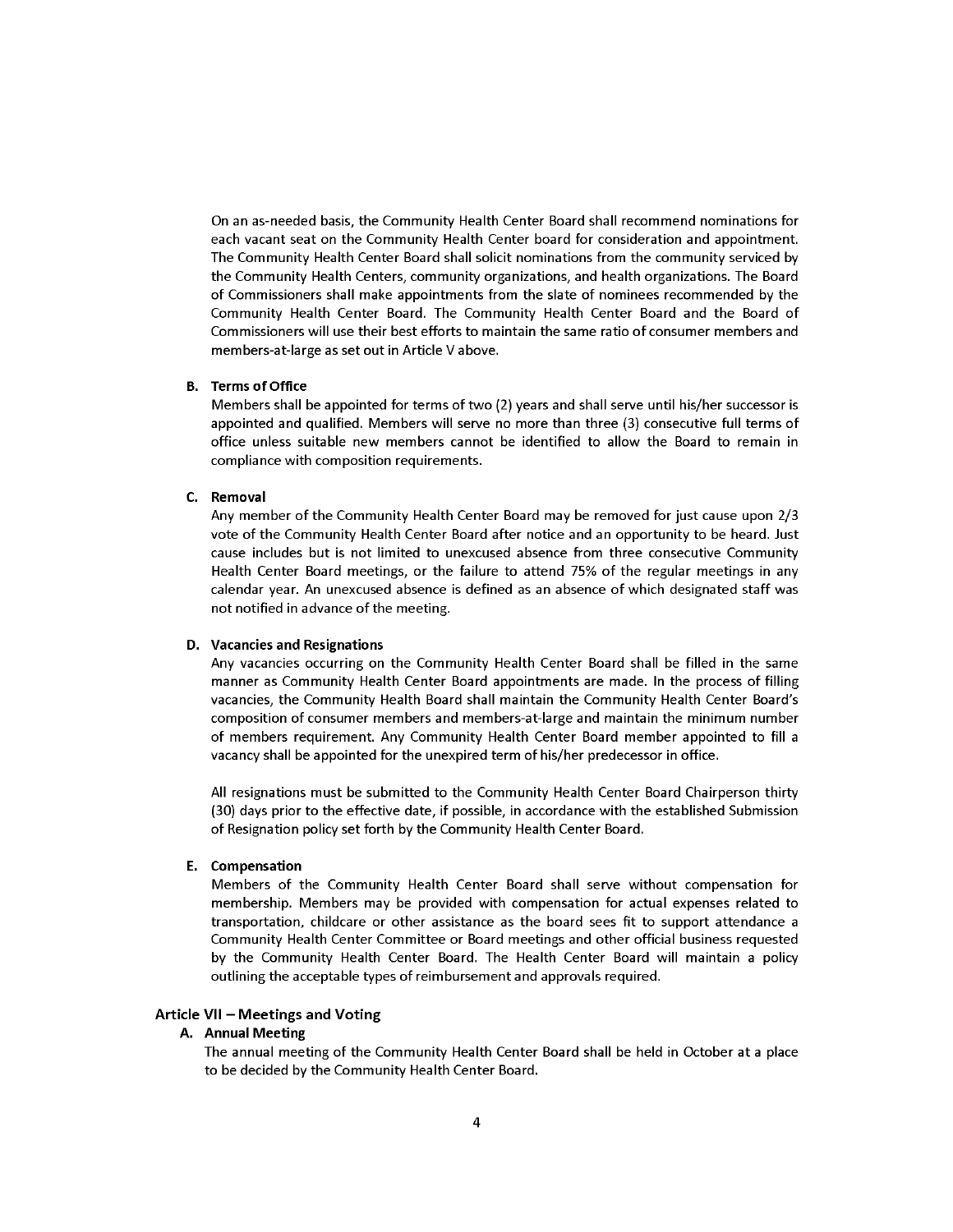On an as-needed basis, the Community Health Center Board shall recommend nominations for each vacant seat on the Community Health Center board for consideration and appointment. The Community Health Center Board shall solicit nominations from the community serviced by the Community Health Centers, community organizations, and health organizations. The Board of Commissioners shall make appointments from the slate of nominees recommended by the Community Health Center Board. The Community Health Center Board and the Board of Commissioners will use their best efforts to maintain the same ratio of consumer members and members-at-large as set out in Article V above.

**B. Terms of Office**

Members shall be appointed for terms of two (2) years and shall serve until his/her successor is appointed and qualified. Members will serve no more than three (3) consecutive full terms of office unless suitable new members cannot be identified to allow the Board to remain in compliance with composition requirements.

**C. Removal**

Any member of the Community Health Center Board may be removed for just cause upon 2/3 vote of the Community Health Center Board after notice and an opportunity to be heard. Just cause includes but is not limited to unexcused absence from three consecutive Community Health Center Board meetings, or the failure to attend 75% of the regular meetings in any calendar year. An unexcused absence is defined as an absence of which designated staff was not notified in advance of the meeting.

**D. Vacancies and Resignations**

Any vacancies occurring on the Community Health Center Board shall be filled in the same manner as Community Health Center Board appointments are made. In the process of filling vacancies, the Community Health Board shall maintain the Community Health Center Board's composition of consumer members and members-at-large and maintain the minimum number of members requirement. Any Community Health Center Board member appointed to fill a vacancy shall be appointed for the unexpired term of his/her predecessor in office.

All resignations must be submitted to the Community Health Center Board Chairperson thirty (30) days prior to the effective date, if possible, in accordance with the established Submission of Resignation policy set forth by the Community Health Center Board.

**E. Compensation**

Members of the Community Health Center Board shall serve without compensation for membership. Members may be provided with compensation for actual expenses related to transportation, childcare or other assistance as the board sees fit to support attendance a Community Health Center Committee or Board meetings and other official business requested by the Community Health Center Board. The Health Center Board will maintain a policy outlining the acceptable types of reimbursement and approvals required.

## Article VII – Meetings and Voting

**A. Annual Meeting**

The annual meeting of the Community Health Center Board shall be held in October at a place to be decided by the Community Health Center Board.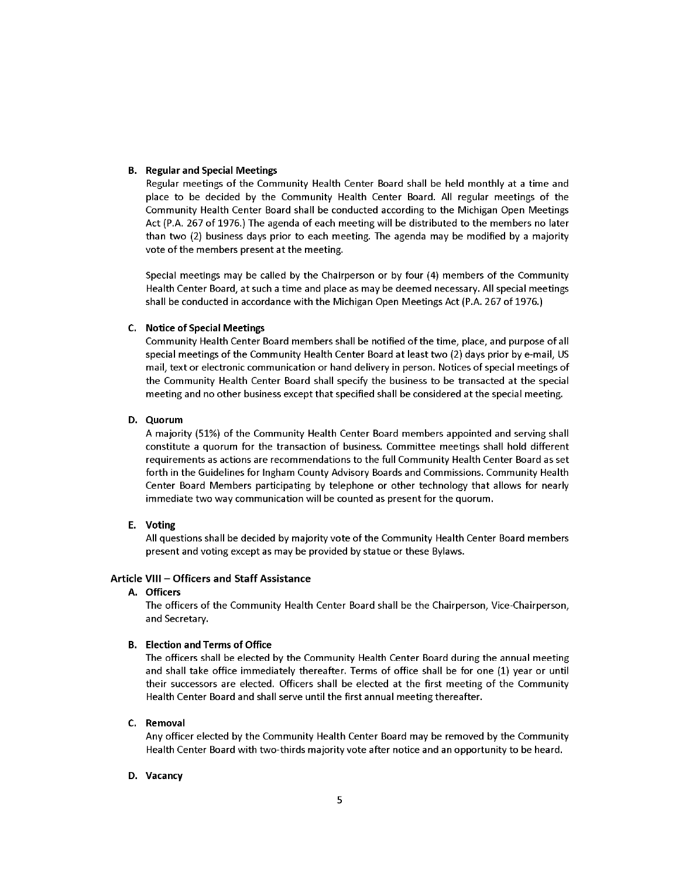**B. Regular and Special Meetings**

Regular meetings of the Community Health Center Board shall be held monthly at a time and place to be decided by the Community Health Center Board. All regular meetings of the Community Health Center Board shall be conducted according to the Michigan Open Meetings Act (P.A. 267 of 1976.) The agenda of each meeting will be distributed to the members no later than two (2) business days prior to each meeting. The agenda may be modified by a majority vote of the members present at the meeting.

Special meetings may be called by the Chairperson or by four (4) members of the Community Health Center Board, at such a time and place as may be deemed necessary. All special meetings shall be conducted in accordance with the Michigan Open Meetings Act (P.A. 267 of 1976.)

**C. Notice of Special Meetings**

Community Health Center Board members shall be notified of the time, place, and purpose of all special meetings of the Community Health Center Board at least two (2) days prior by e-mail, US mail, text or electronic communication or hand delivery in person. Notices of special meetings of the Community Health Center Board shall specify the business to be transacted at the special meeting and no other business except that specified shall be considered at the special meeting.

**D. Quorum**

A majority (51%) of the Community Health Center Board members appointed and serving shall constitute a quorum for the transaction of business. Committee meetings shall hold different requirements as actions are recommendations to the full Community Health Center Board as set forth in the Guidelines for Ingham County Advisory Boards and Commissions. Community Health Center Board Members participating by telephone or other technology that allows for nearly immediate two way communication will be counted as present for the quorum.

**E. Voting**

All questions shall be decided by majority vote of the Community Health Center Board members present and voting except as may be provided by statue or these Bylaws.

## Article VIII – Officers and Staff Assistance

**A. Officers**

The officers of the Community Health Center Board shall be the Chairperson, Vice-Chairperson, and Secretary.

**B. Election and Terms of Office**

The officers shall be elected by the Community Health Center Board during the annual meeting and shall take office immediately thereafter. Terms of office shall be for one (1) year or until their successors are elected. Officers shall be elected at the first meeting of the Community Health Center Board and shall serve until the first annual meeting thereafter.

**C. Removal**

Any officer elected by the Community Health Center Board may be removed by the Community Health Center Board with two-thirds majority vote after notice and an opportunity to be heard.

**D. Vacancy**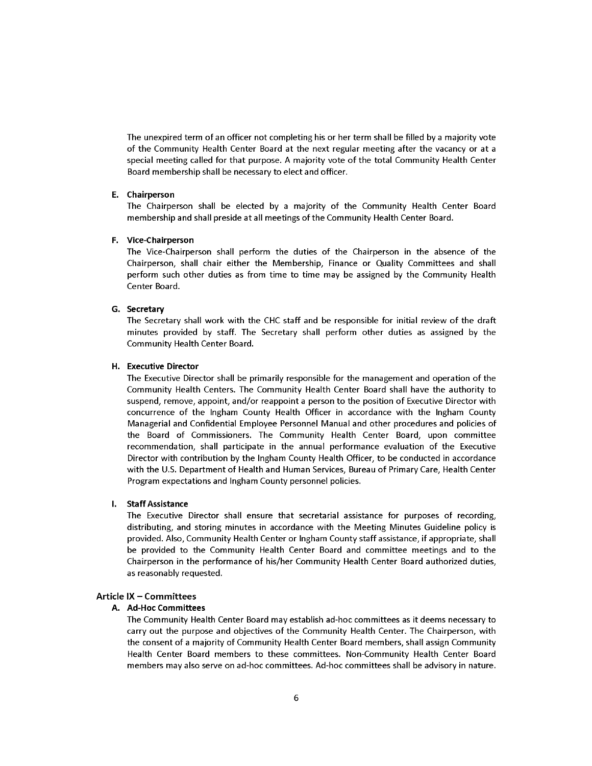The unexpired term of an officer not completing his or her term shall be filled by a majority vote of the Community Health Center Board at the next regular meeting after the vacancy or at a special meeting called for that purpose. A majority vote of the total Community Health Center Board membership shall be necessary to elect and officer.

**E. Chairperson**

The Chairperson shall be elected by a majority of the Community Health Center Board membership and shall preside at all meetings of the Community Health Center Board.

**F. Vice-Chairperson**

The Vice-Chairperson shall perform the duties of the Chairperson in the absence of the Chairperson, shall chair either the Membership, Finance or Quality Committees and shall perform such other duties as from time to time may be assigned by the Community Health Center Board.

**G. Secretary**

The Secretary shall work with the CHC staff and be responsible for initial review of the draft minutes provided by staff. The Secretary shall perform other duties as assigned by the Community Health Center Board.

**H. Executive Director**

The Executive Director shall be primarily responsible for the management and operation of the Community Health Centers. The Community Health Center Board shall have the authority to suspend, remove, appoint, and/or reappoint a person to the position of Executive Director with concurrence of the Ingham County Health Officer in accordance with the Ingham County Managerial and Confidential Employee Personnel Manual and other procedures and policies of the Board of Commissioners. The Community Health Center Board, upon committee recommendation, shall participate in the annual performance evaluation of the Executive Director with contribution by the Ingham County Health Officer, to be conducted in accordance with the U.S. Department of Health and Human Services, Bureau of Primary Care, Health Center Program expectations and Ingham County personnel policies.

**I. Staff Assistance**

The Executive Director shall ensure that secretarial assistance for purposes of recording, distributing, and storing minutes in accordance with the Meeting Minutes Guideline policy is provided. Also, Community Health Center or Ingham County staff assistance, if appropriate, shall be provided to the Community Health Center Board and committee meetings and to the Chairperson in the performance of his/her Community Health Center Board authorized duties, as reasonably requested.

## Article IX – Committees

**A. Ad-Hoc Committees**

The Community Health Center Board may establish ad-hoc committees as it deems necessary to carry out the purpose and objectives of the Community Health Center. The Chairperson, with the consent of a majority of Community Health Center Board members, shall assign Community Health Center Board members to these committees. Non-Community Health Center Board members may also serve on ad-hoc committees. Ad-hoc committees shall be advisory in nature.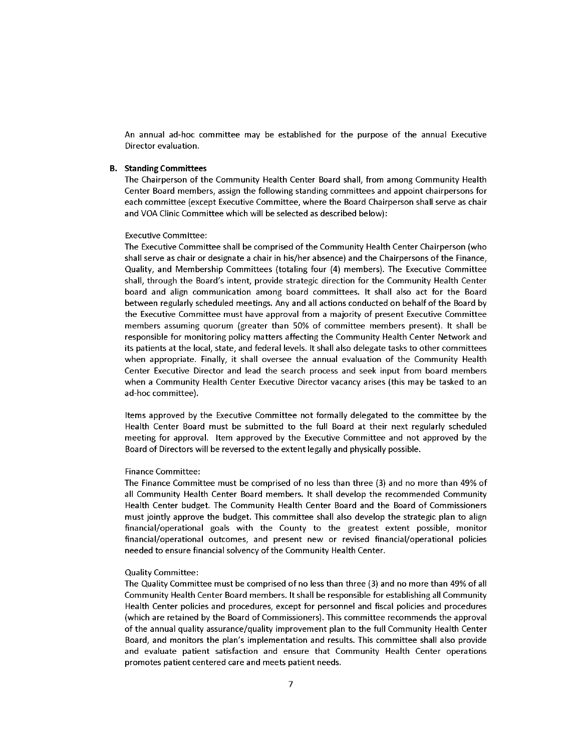An annual ad-hoc committee may be established for the purpose of the annual Executive Director evaluation.

**B. Standing Committees**

The Chairperson of the Community Health Center Board shall, from among Community Health Center Board members, assign the following standing committees and appoint chairpersons for each committee (except Executive Committee, where the Board Chairperson shall serve as chair and VOA Clinic Committee which will be selected as described below):

Executive Committee:

The Executive Committee shall be comprised of the Community Health Center Chairperson (who shall serve as chair or designate a chair in his/her absence) and the Chairpersons of the Finance, Quality, and Membership Committees (totaling four (4) members). The Executive Committee shall, through the Board's intent, provide strategic direction for the Community Health Center board and align communication among board committees. It shall also act for the Board between regularly scheduled meetings. Any and all actions conducted on behalf of the Board by the Executive Committee must have approval from a majority of present Executive Committee members assuming quorum (greater than 50% of committee members present). It shall be responsible for monitoring policy matters affecting the Community Health Center Network and its patients at the local, state, and federal levels. It shall also delegate tasks to other committees when appropriate. Finally, it shall oversee the annual evaluation of the Community Health Center Executive Director and lead the search process and seek input from board members when a Community Health Center Executive Director vacancy arises (this may be tasked to an ad-hoc committee).

Items approved by the Executive Committee not formally delegated to the committee by the Health Center Board must be submitted to the full Board at their next regularly scheduled meeting for approval. Item approved by the Executive Committee and not approved by the Board of Directors will be reversed to the extent legally and physically possible.

Finance Committee:

The Finance Committee must be comprised of no less than three (3) and no more than 49% of all Community Health Center Board members. It shall develop the recommended Community Health Center budget. The Community Health Center Board and the Board of Commissioners must jointly approve the budget. This committee shall also develop the strategic plan to align financial/operational goals with the County to the greatest extent possible, monitor financial/operational outcomes, and present new or revised financial/operational policies needed to ensure financial solvency of the Community Health Center.

Quality Committee:

The Quality Committee must be comprised of no less than three (3) and no more than 49% of all Community Health Center Board members. It shall be responsible for establishing all Community Health Center policies and procedures, except for personnel and fiscal policies and procedures (which are retained by the Board of Commissioners). This committee recommends the approval of the annual quality assurance/quality improvement plan to the full Community Health Center Board, and monitors the plan's implementation and results. This committee shall also provide and evaluate patient satisfaction and ensure that Community Health Center operations promotes patient centered care and meets patient needs.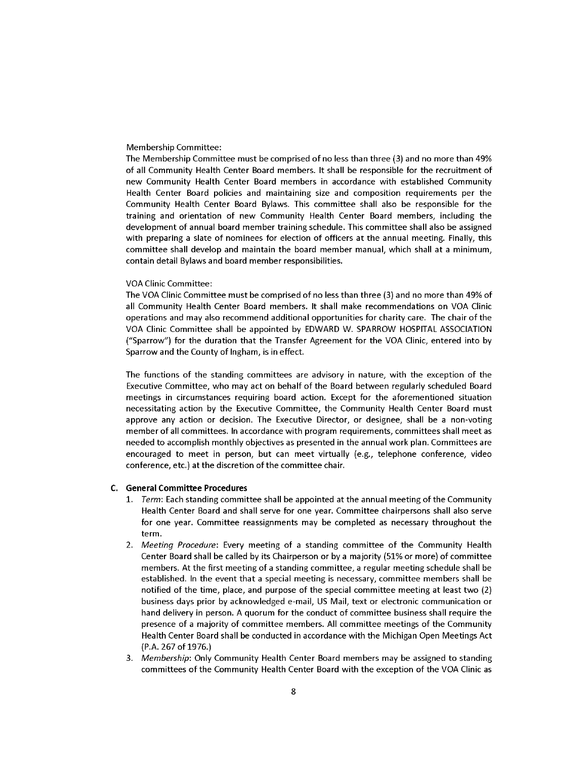Membership Committee:
The Membership Committee must be comprised of no less than three (3) and no more than 49% of all Community Health Center Board members. It shall be responsible for the recruitment of new Community Health Center Board members in accordance with established Community Health Center Board policies and maintaining size and composition requirements per the Community Health Center Board Bylaws. This committee shall also be responsible for the training and orientation of new Community Health Center Board members, including the development of annual board member training schedule. This committee shall also be assigned with preparing a slate of nominees for election of officers at the annual meeting. Finally, this committee shall develop and maintain the board member manual, which shall at a minimum, contain detail Bylaws and board member responsibilities.

VOA Clinic Committee:
The VOA Clinic Committee must be comprised of no less than three (3) and no more than 49% of all Community Health Center Board members. It shall make recommendations on VOA Clinic operations and may also recommend additional opportunities for charity care. The chair of the VOA Clinic Committee shall be appointed by EDWARD W. SPARROW HOSPITAL ASSOCIATION ("Sparrow") for the duration that the Transfer Agreement for the VOA Clinic, entered into by Sparrow and the County of Ingham, is in effect.

The functions of the standing committees are advisory in nature, with the exception of the Executive Committee, who may act on behalf of the Board between regularly scheduled Board meetings in circumstances requiring board action. Except for the aforementioned situation necessitating action by the Executive Committee, the Community Health Center Board must approve any action or decision. The Executive Director, or designee, shall be a non-voting member of all committees. In accordance with program requirements, committees shall meet as needed to accomplish monthly objectives as presented in the annual work plan. Committees are encouraged to meet in person, but can meet virtually (e.g., telephone conference, video conference, etc.) at the discretion of the committee chair.

**C. General Committee Procedures**

1. *Term*: Each standing committee shall be appointed at the annual meeting of the Community Health Center Board and shall serve for one year. Committee chairpersons shall also serve for one year. Committee reassignments may be completed as necessary throughout the term.
2. *Meeting Procedure*: Every meeting of a standing committee of the Community Health Center Board shall be called by its Chairperson or by a majority (51% or more) of committee members. At the first meeting of a standing committee, a regular meeting schedule shall be established. In the event that a special meeting is necessary, committee members shall be notified of the time, place, and purpose of the special committee meeting at least two (2) business days prior by acknowledged e-mail, US Mail, text or electronic communication or hand delivery in person. A quorum for the conduct of committee business shall require the presence of a majority of committee members. All committee meetings of the Community Health Center Board shall be conducted in accordance with the Michigan Open Meetings Act (P.A. 267 of 1976.)
3. *Membership*: Only Community Health Center Board members may be assigned to standing committees of the Community Health Center Board with the exception of the VOA Clinic as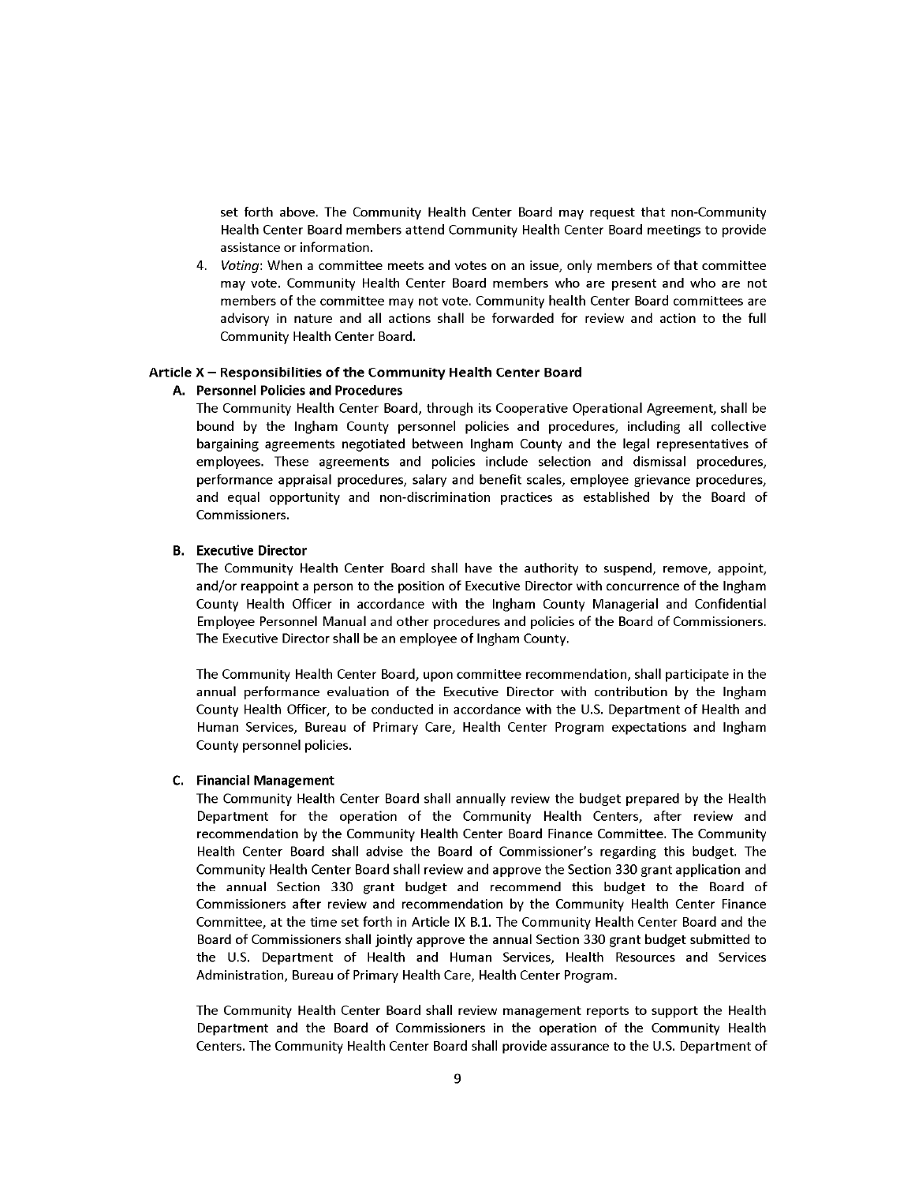set forth above. The Community Health Center Board may request that non-Community Health Center Board members attend Community Health Center Board meetings to provide assistance or information.

4. *Voting*: When a committee meets and votes on an issue, only members of that committee may vote. Community Health Center Board members who are present and who are not members of the committee may not vote. Community health Center Board committees are advisory in nature and all actions shall be forwarded for review and action to the full Community Health Center Board.

## Article X – Responsibilities of the Community Health Center Board

### A. Personnel Policies and Procedures

The Community Health Center Board, through its Cooperative Operational Agreement, shall be bound by the Ingham County personnel policies and procedures, including all collective bargaining agreements negotiated between Ingham County and the legal representatives of employees. These agreements and policies include selection and dismissal procedures, performance appraisal procedures, salary and benefit scales, employee grievance procedures, and equal opportunity and non-discrimination practices as established by the Board of Commissioners.

### B. Executive Director

The Community Health Center Board shall have the authority to suspend, remove, appoint, and/or reappoint a person to the position of Executive Director with concurrence of the Ingham County Health Officer in accordance with the Ingham County Managerial and Confidential Employee Personnel Manual and other procedures and policies of the Board of Commissioners. The Executive Director shall be an employee of Ingham County.

The Community Health Center Board, upon committee recommendation, shall participate in the annual performance evaluation of the Executive Director with contribution by the Ingham County Health Officer, to be conducted in accordance with the U.S. Department of Health and Human Services, Bureau of Primary Care, Health Center Program expectations and Ingham County personnel policies.

### C. Financial Management

The Community Health Center Board shall annually review the budget prepared by the Health Department for the operation of the Community Health Centers, after review and recommendation by the Community Health Center Board Finance Committee. The Community Health Center Board shall advise the Board of Commissioner's regarding this budget. The Community Health Center Board shall review and approve the Section 330 grant application and the annual Section 330 grant budget and recommend this budget to the Board of Commissioners after review and recommendation by the Community Health Center Finance Committee, at the time set forth in Article IX B.1. The Community Health Center Board and the Board of Commissioners shall jointly approve the annual Section 330 grant budget submitted to the U.S. Department of Health and Human Services, Health Resources and Services Administration, Bureau of Primary Health Care, Health Center Program.

The Community Health Center Board shall review management reports to support the Health Department and the Board of Commissioners in the operation of the Community Health Centers. The Community Health Center Board shall provide assurance to the U.S. Department of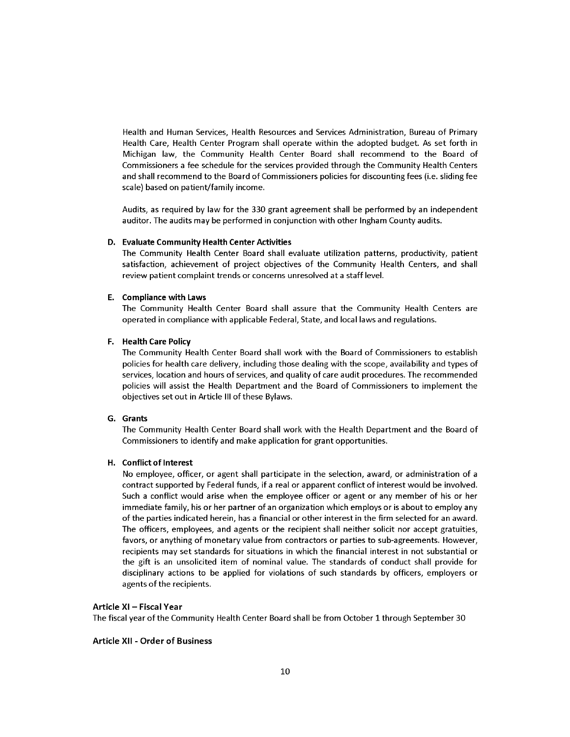Health and Human Services, Health Resources and Services Administration, Bureau of Primary Health Care, Health Center Program shall operate within the adopted budget. As set forth in Michigan law, the Community Health Center Board shall recommend to the Board of Commissioners a fee schedule for the services provided through the Community Health Centers and shall recommend to the Board of Commissioners policies for discounting fees (i.e. sliding fee scale) based on patient/family income.

Audits, as required by law for the 330 grant agreement shall be performed by an independent auditor. The audits may be performed in conjunction with other Ingham County audits.

**D. Evaluate Community Health Center Activities**

The Community Health Center Board shall evaluate utilization patterns, productivity, patient satisfaction, achievement of project objectives of the Community Health Centers, and shall review patient complaint trends or concerns unresolved at a staff level.

**E. Compliance with Laws**

The Community Health Center Board shall assure that the Community Health Centers are operated in compliance with applicable Federal, State, and local laws and regulations.

**F. Health Care Policy**

The Community Health Center Board shall work with the Board of Commissioners to establish policies for health care delivery, including those dealing with the scope, availability and types of services, location and hours of services, and quality of care audit procedures. The recommended policies will assist the Health Department and the Board of Commissioners to implement the objectives set out in Article III of these Bylaws.

**G. Grants**

The Community Health Center Board shall work with the Health Department and the Board of Commissioners to identify and make application for grant opportunities.

**H. Conflict of Interest**

No employee, officer, or agent shall participate in the selection, award, or administration of a contract supported by Federal funds, if a real or apparent conflict of interest would be involved. Such a conflict would arise when the employee officer or agent or any member of his or her immediate family, his or her partner of an organization which employs or is about to employ any of the parties indicated herein, has a financial or other interest in the firm selected for an award. The officers, employees, and agents or the recipient shall neither solicit nor accept gratuities, favors, or anything of monetary value from contractors or parties to sub-agreements. However, recipients may set standards for situations in which the financial interest in not substantial or the gift is an unsolicited item of nominal value. The standards of conduct shall provide for disciplinary actions to be applied for violations of such standards by officers, employers or agents of the recipients.

### Article XI – Fiscal Year

The fiscal year of the Community Health Center Board shall be from October 1 through September 30

### Article XII - Order of Business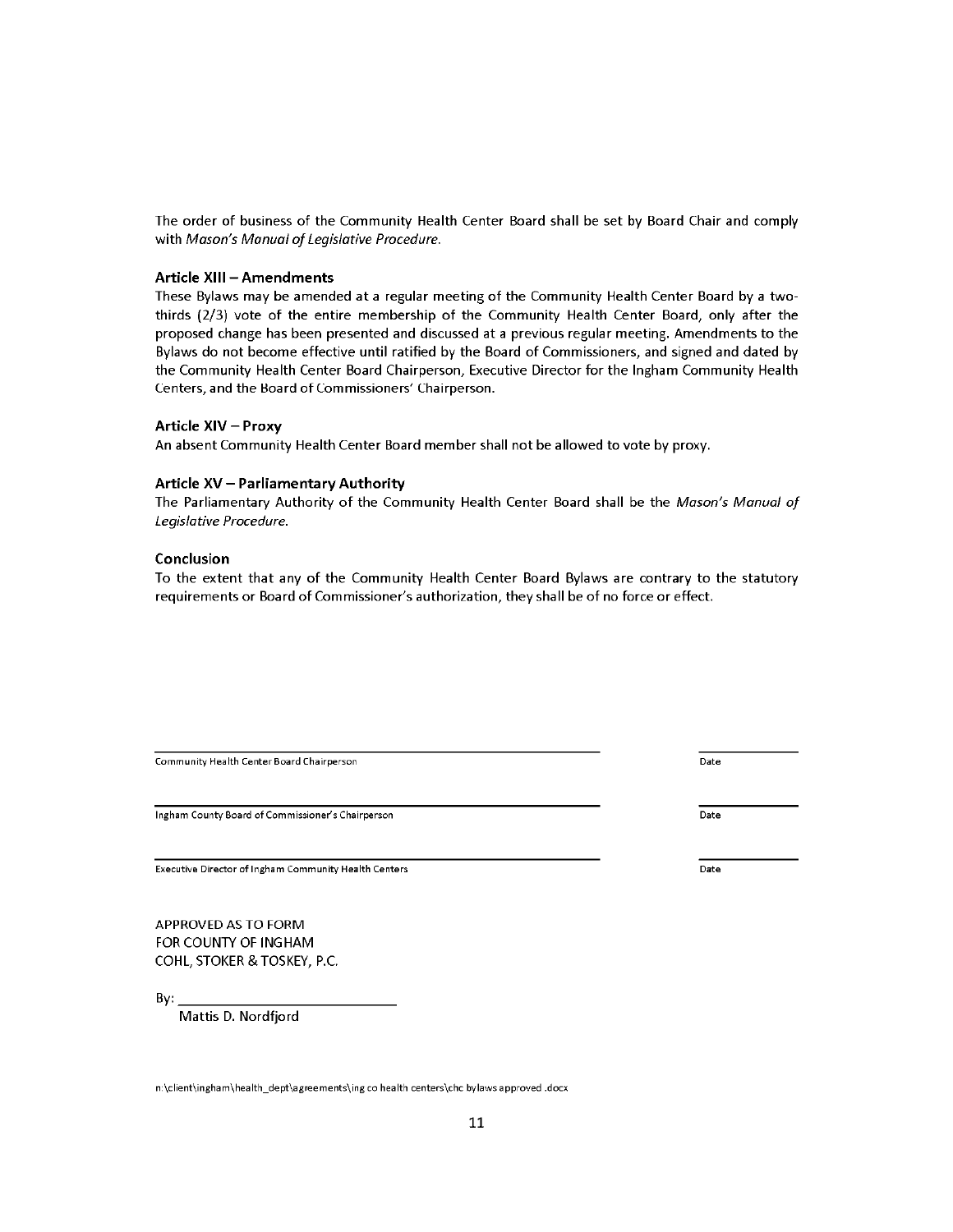The order of business of the Community Health Center Board shall be set by Board Chair and comply with *Mason's Manual of Legislative Procedure.*

**Article XIII – Amendments**

These Bylaws may be amended at a regular meeting of the Community Health Center Board by a two-thirds (2/3) vote of the entire membership of the Community Health Center Board, only after the proposed change has been presented and discussed at a previous regular meeting. Amendments to the Bylaws do not become effective until ratified by the Board of Commissioners, and signed and dated by the Community Health Center Board Chairperson, Executive Director for the Ingham Community Health Centers, and the Board of Commissioners' Chairperson.

**Article XIV – Proxy**

An absent Community Health Center Board member shall not be allowed to vote by proxy.

**Article XV – Parliamentary Authority**

The Parliamentary Authority of the Community Health Center Board shall be the *Mason's Manual of Legislative Procedure.*

**Conclusion**

To the extent that any of the Community Health Center Board Bylaws are contrary to the statutory requirements or Board of Commissioner's authorization, they shall be of no force or effect.

\_\_\_\_\_\_\_\_\_\_\_\_\_\_\_\_\_\_\_\_\_\_\_\_\_\_\_\_\_\_\_\_\_\_\_\_\_\_\_\_ \_\_\_\_\_\_\_\_\_\_\_\_
Community Health Center Board Chairperson Date

\_\_\_\_\_\_\_\_\_\_\_\_\_\_\_\_\_\_\_\_\_\_\_\_\_\_\_\_\_\_\_\_\_\_\_\_\_\_\_\_ \_\_\_\_\_\_\_\_\_\_\_\_
Ingham County Board of Commissioner's Chairperson Date

\_\_\_\_\_\_\_\_\_\_\_\_\_\_\_\_\_\_\_\_\_\_\_\_\_\_\_\_\_\_\_\_\_\_\_\_\_\_\_\_ \_\_\_\_\_\_\_\_\_\_\_\_
Executive Director of Ingham Community Health Centers Date

APPROVED AS TO FORM
FOR COUNTY OF INGHAM
COHL, STOKER & TOSKEY, P.C.

By: \_\_\_\_\_\_\_\_\_\_\_\_\_\_\_\_\_\_\_\_\_\_\_\_\_\_\_\_
Mattis D. Nordfjord

n:\client\ingham\health_dept\agreements\ing co health centers\chc bylaws approved .docx